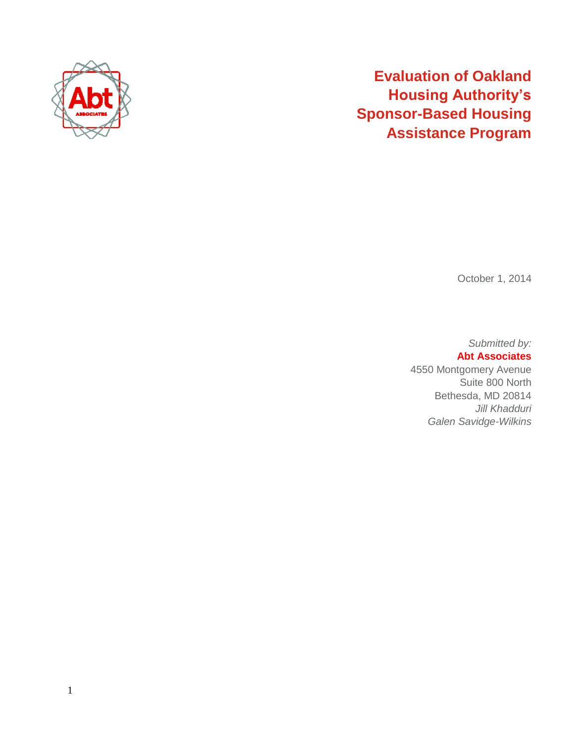# Evaluation of Oakland Housing Authority's Sponsor-Based Housing Assistance Program

October 1, 2014

*Submitted by:*
**Abt Associates**
4550 Montgomery Avenue
Suite 800 North
Bethesda, MD 20814
*Jill Khadduri*
*Galen Savidge-Wilkins*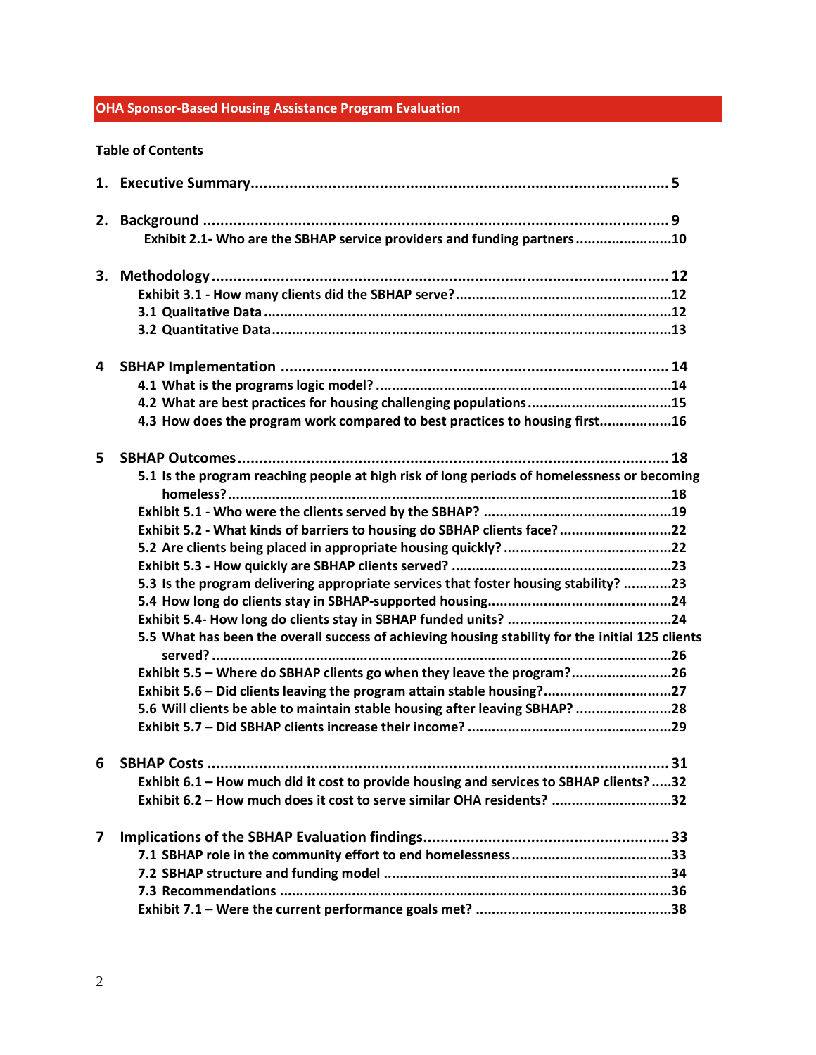**OHA Sponsor-Based Housing Assistance Program Evaluation**

**Table of Contents**

**1. Executive Summary** ..... 5

**2. Background** ..... 9
- Exhibit 2.1- Who are the SBHAP service providers and funding partners ..... 10

**3. Methodology** ..... 12
- Exhibit 3.1 - How many clients did the SBHAP serve? ..... 12
- 3.1 Qualitative Data ..... 12
- 3.2 Quantitative Data ..... 13

**4 SBHAP Implementation** ..... 14
- 4.1 What is the programs logic model? ..... 14
- 4.2 What are best practices for housing challenging populations ..... 15
- 4.3 How does the program work compared to best practices to housing first ..... 16

**5 SBHAP Outcomes** ..... 18
- 5.1 Is the program reaching people at high risk of long periods of homelessness or becoming homeless? ..... 18
- Exhibit 5.1 - Who were the clients served by the SBHAP? ..... 19
- Exhibit 5.2 - What kinds of barriers to housing do SBHAP clients face? ..... 22
- 5.2 Are clients being placed in appropriate housing quickly? ..... 22
- Exhibit 5.3 - How quickly are SBHAP clients served? ..... 23
- 5.3 Is the program delivering appropriate services that foster housing stability? ..... 23
- 5.4 How long do clients stay in SBHAP-supported housing ..... 24
- Exhibit 5.4- How long do clients stay in SBHAP funded units? ..... 24
- 5.5 What has been the overall success of achieving housing stability for the initial 125 clients served? ..... 26
- Exhibit 5.5 – Where do SBHAP clients go when they leave the program? ..... 26
- Exhibit 5.6 – Did clients leaving the program attain stable housing? ..... 27
- 5.6 Will clients be able to maintain stable housing after leaving SBHAP? ..... 28
- Exhibit 5.7 – Did SBHAP clients increase their income? ..... 29

**6 SBHAP Costs** ..... 31
- Exhibit 6.1 – How much did it cost to provide housing and services to SBHAP clients? ..... 32
- Exhibit 6.2 – How much does it cost to serve similar OHA residents? ..... 32

**7 Implications of the SBHAP Evaluation findings** ..... 33
- 7.1 SBHAP role in the community effort to end homelessness ..... 33
- 7.2 SBHAP structure and funding model ..... 34
- 7.3 Recommendations ..... 36
- Exhibit 7.1 – Were the current performance goals met? ..... 38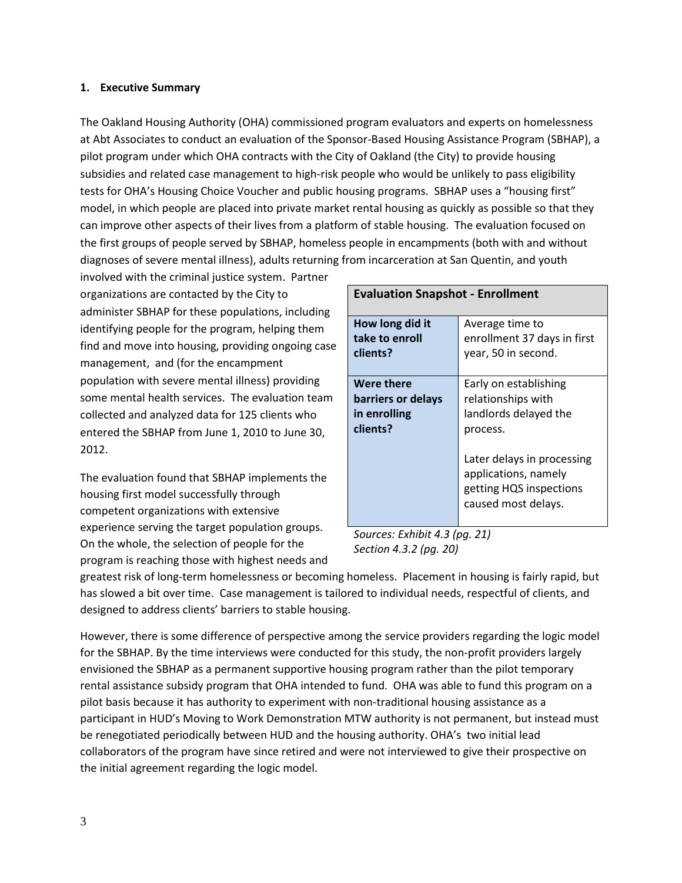## 1. Executive Summary

The Oakland Housing Authority (OHA) commissioned program evaluators and experts on homelessness at Abt Associates to conduct an evaluation of the Sponsor-Based Housing Assistance Program (SBHAP), a pilot program under which OHA contracts with the City of Oakland (the City) to provide housing subsidies and related case management to high-risk people who would be unlikely to pass eligibility tests for OHA's Housing Choice Voucher and public housing programs. SBHAP uses a "housing first" model, in which people are placed into private market rental housing as quickly as possible so that they can improve other aspects of their lives from a platform of stable housing. The evaluation focused on the first groups of people served by SBHAP, homeless people in encampments (both with and without diagnoses of severe mental illness), adults returning from incarceration at San Quentin, and youth involved with the criminal justice system. Partner organizations are contacted by the City to administer SBHAP for these populations, including identifying people for the program, helping them find and move into housing, providing ongoing case management, and (for the encampment population with severe mental illness) providing some mental health services. The evaluation team collected and analyzed data for 125 clients who entered the SBHAP from June 1, 2010 to June 30, 2012.

| Evaluation Snapshot - Enrollment | |
|---|---|
| **How long did it take to enroll clients?** | Average time to enrollment 37 days in first year, 50 in second. |
| **Were there barriers or delays in enrolling clients?** | Early on establishing relationships with landlords delayed the process.<br><br>Later delays in processing applications, namely getting HQS inspections caused most delays. |

*Sources: Exhibit 4.3 (pg. 21)*
*Section 4.3.2 (pg. 20)*

The evaluation found that SBHAP implements the housing first model successfully through competent organizations with extensive experience serving the target population groups. On the whole, the selection of people for the program is reaching those with highest needs and greatest risk of long-term homelessness or becoming homeless. Placement in housing is fairly rapid, but has slowed a bit over time. Case management is tailored to individual needs, respectful of clients, and designed to address clients' barriers to stable housing.

However, there is some difference of perspective among the service providers regarding the logic model for the SBHAP. By the time interviews were conducted for this study, the non-profit providers largely envisioned the SBHAP as a permanent supportive housing program rather than the pilot temporary rental assistance subsidy program that OHA intended to fund. OHA was able to fund this program on a pilot basis because it has authority to experiment with non-traditional housing assistance as a participant in HUD's Moving to Work Demonstration MTW authority is not permanent, but instead must be renegotiated periodically between HUD and the housing authority. OHA's two initial lead collaborators of the program have since retired and were not interviewed to give their prospective on the initial agreement regarding the logic model.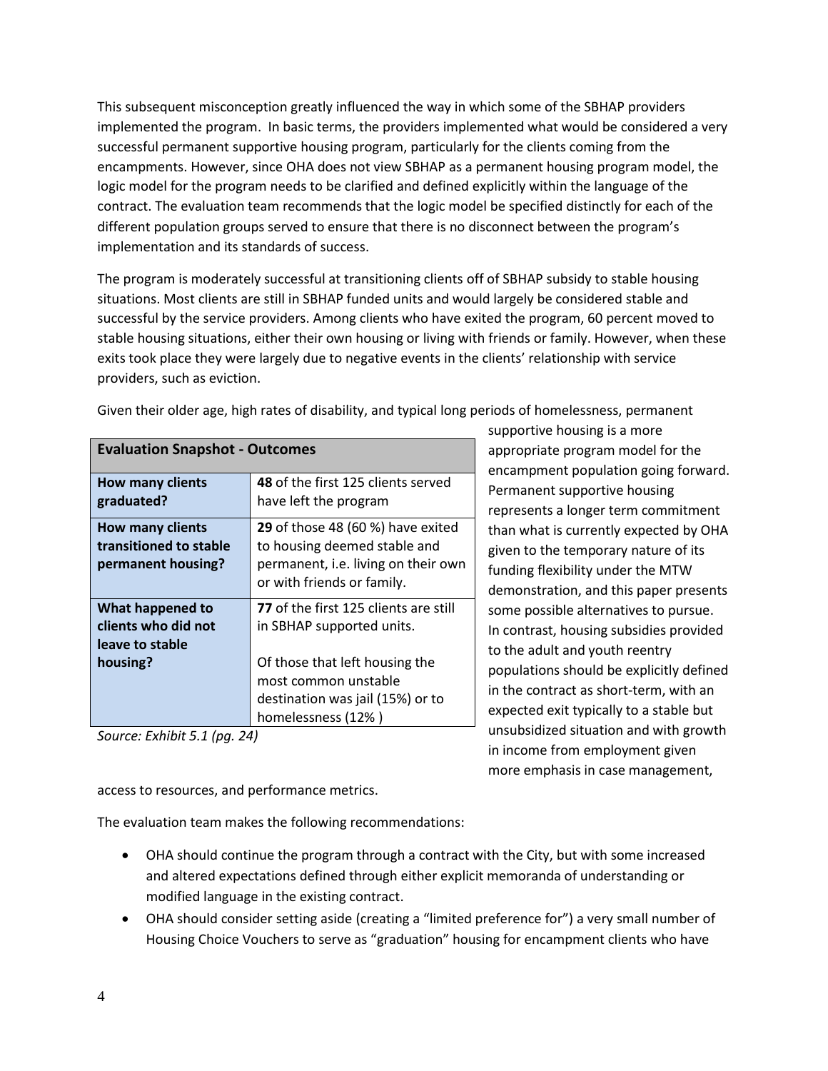This subsequent misconception greatly influenced the way in which some of the SBHAP providers implemented the program. In basic terms, the providers implemented what would be considered a very successful permanent supportive housing program, particularly for the clients coming from the encampments. However, since OHA does not view SBHAP as a permanent housing program model, the logic model for the program needs to be clarified and defined explicitly within the language of the contract. The evaluation team recommends that the logic model be specified distinctly for each of the different population groups served to ensure that there is no disconnect between the program's implementation and its standards of success.

The program is moderately successful at transitioning clients off of SBHAP subsidy to stable housing situations. Most clients are still in SBHAP funded units and would largely be considered stable and successful by the service providers. Among clients who have exited the program, 60 percent moved to stable housing situations, either their own housing or living with friends or family. However, when these exits took place they were largely due to negative events in the clients' relationship with service providers, such as eviction.

| Evaluation Snapshot - Outcomes | |
|---|---|
| **How many clients graduated?** | **48** of the first 125 clients served have left the program |
| **How many clients transitioned to stable permanent housing?** | **29** of those 48 (60 %) have exited to housing deemed stable and permanent, i.e. living on their own or with friends or family. |
| **What happened to clients who did not leave to stable housing?** | **77** of the first 125 clients are still in SBHAP supported units. Of those that left housing the most common unstable destination was jail (15%) or to homelessness (12% ) |

*Source: Exhibit 5.1 (pg. 24)*

Given their older age, high rates of disability, and typical long periods of homelessness, permanent supportive housing is a more appropriate program model for the encampment population going forward. Permanent supportive housing represents a longer term commitment than what is currently expected by OHA given to the temporary nature of its funding flexibility under the MTW demonstration, and this paper presents some possible alternatives to pursue. In contrast, housing subsidies provided to the adult and youth reentry populations should be explicitly defined in the contract as short-term, with an expected exit typically to a stable but unsubsidized situation and with growth in income from employment given more emphasis in case management, access to resources, and performance metrics.

The evaluation team makes the following recommendations:

- OHA should continue the program through a contract with the City, but with some increased and altered expectations defined through either explicit memoranda of understanding or modified language in the existing contract.
- OHA should consider setting aside (creating a "limited preference for") a very small number of Housing Choice Vouchers to serve as "graduation" housing for encampment clients who have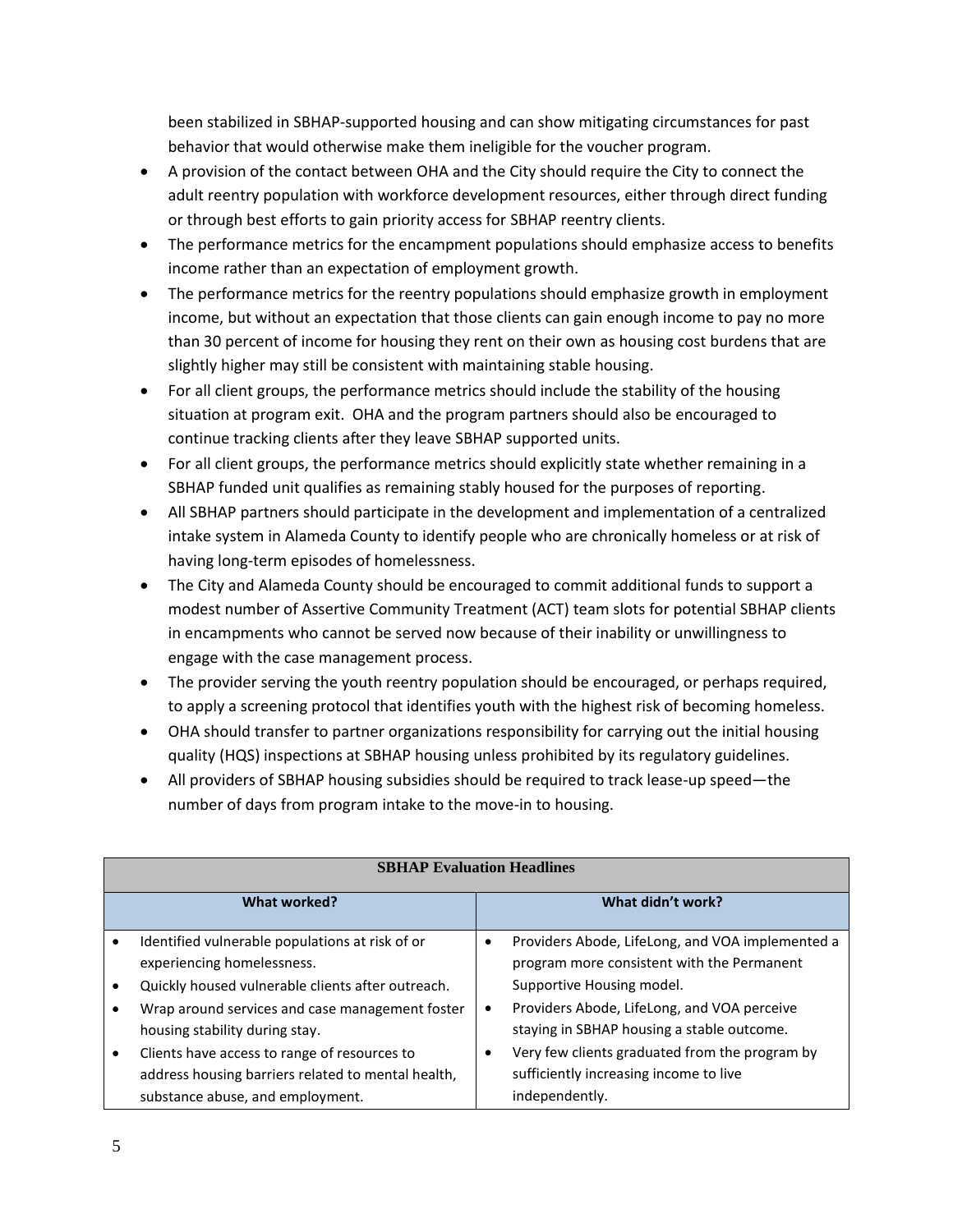been stabilized in SBHAP-supported housing and can show mitigating circumstances for past behavior that would otherwise make them ineligible for the voucher program.

- A provision of the contact between OHA and the City should require the City to connect the adult reentry population with workforce development resources, either through direct funding or through best efforts to gain priority access for SBHAP reentry clients.
- The performance metrics for the encampment populations should emphasize access to benefits income rather than an expectation of employment growth.
- The performance metrics for the reentry populations should emphasize growth in employment income, but without an expectation that those clients can gain enough income to pay no more than 30 percent of income for housing they rent on their own as housing cost burdens that are slightly higher may still be consistent with maintaining stable housing.
- For all client groups, the performance metrics should include the stability of the housing situation at program exit. OHA and the program partners should also be encouraged to continue tracking clients after they leave SBHAP supported units.
- For all client groups, the performance metrics should explicitly state whether remaining in a SBHAP funded unit qualifies as remaining stably housed for the purposes of reporting.
- All SBHAP partners should participate in the development and implementation of a centralized intake system in Alameda County to identify people who are chronically homeless or at risk of having long-term episodes of homelessness.
- The City and Alameda County should be encouraged to commit additional funds to support a modest number of Assertive Community Treatment (ACT) team slots for potential SBHAP clients in encampments who cannot be served now because of their inability or unwillingness to engage with the case management process.
- The provider serving the youth reentry population should be encouraged, or perhaps required, to apply a screening protocol that identifies youth with the highest risk of becoming homeless.
- OHA should transfer to partner organizations responsibility for carrying out the initial housing quality (HQS) inspections at SBHAP housing unless prohibited by its regulatory guidelines.
- All providers of SBHAP housing subsidies should be required to track lease-up speed—the number of days from program intake to the move-in to housing.

| SBHAP Evaluation Headlines | |
|---|---|
| **What worked?** | **What didn't work?** |
| • Identified vulnerable populations at risk of or experiencing homelessness.<br>• Quickly housed vulnerable clients after outreach.<br>• Wrap around services and case management foster housing stability during stay.<br>• Clients have access to range of resources to address housing barriers related to mental health, substance abuse, and employment. | • Providers Abode, LifeLong, and VOA implemented a program more consistent with the Permanent Supportive Housing model.<br>• Providers Abode, LifeLong, and VOA perceive staying in SBHAP housing a stable outcome.<br>• Very few clients graduated from the program by sufficiently increasing income to live independently. |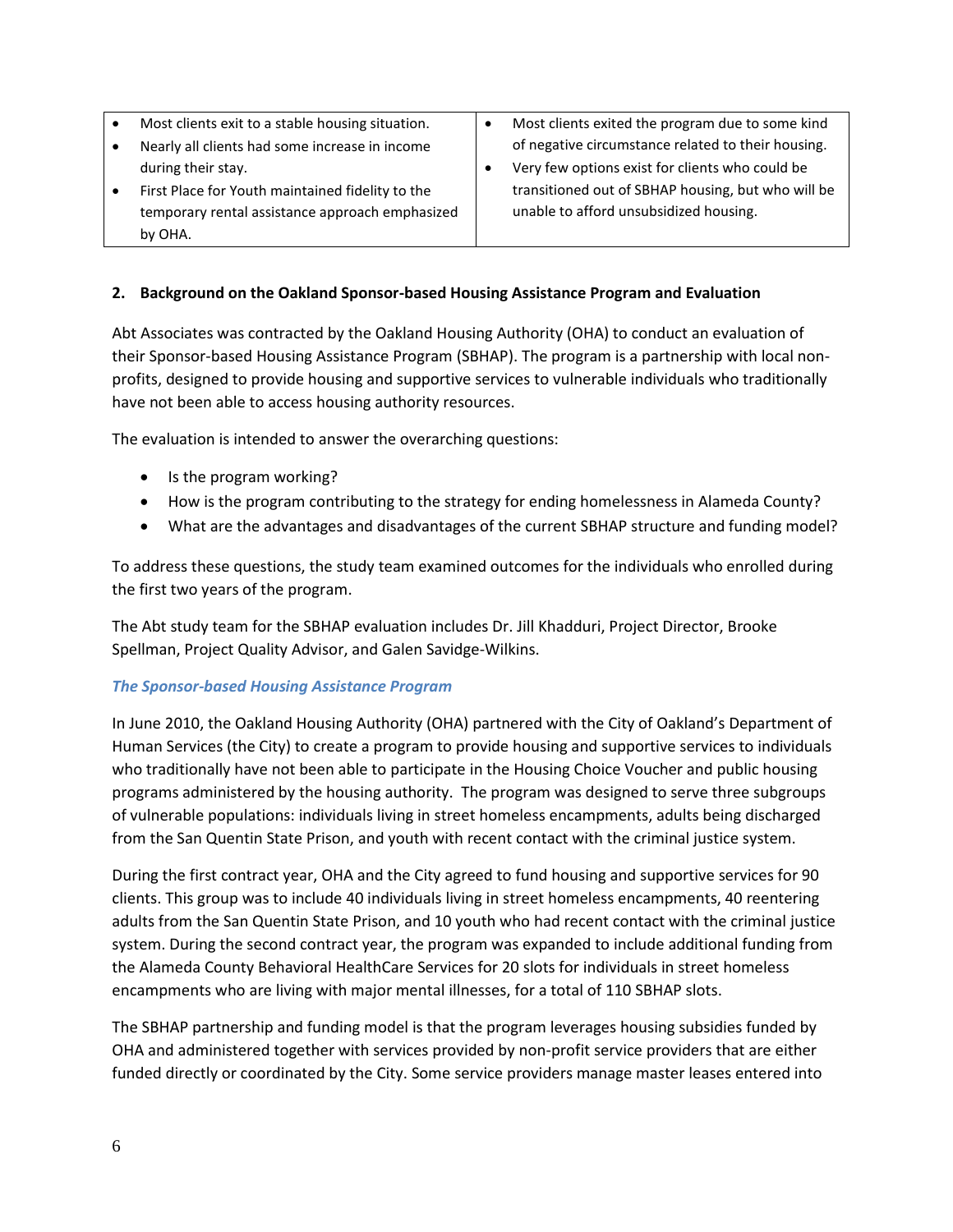| | |
|---|---|
| • Most clients exit to a stable housing situation.<br>• Nearly all clients had some increase in income during their stay.<br>• First Place for Youth maintained fidelity to the temporary rental assistance approach emphasized by OHA. | • Most clients exited the program due to some kind of negative circumstance related to their housing.<br>• Very few options exist for clients who could be transitioned out of SBHAP housing, but who will be unable to afford unsubsidized housing. |

## 2. Background on the Oakland Sponsor-based Housing Assistance Program and Evaluation

Abt Associates was contracted by the Oakland Housing Authority (OHA) to conduct an evaluation of their Sponsor-based Housing Assistance Program (SBHAP). The program is a partnership with local non-profits, designed to provide housing and supportive services to vulnerable individuals who traditionally have not been able to access housing authority resources.

The evaluation is intended to answer the overarching questions:

- Is the program working?
- How is the program contributing to the strategy for ending homelessness in Alameda County?
- What are the advantages and disadvantages of the current SBHAP structure and funding model?

To address these questions, the study team examined outcomes for the individuals who enrolled during the first two years of the program.

The Abt study team for the SBHAP evaluation includes Dr. Jill Khadduri, Project Director, Brooke Spellman, Project Quality Advisor, and Galen Savidge-Wilkins.

### *The Sponsor-based Housing Assistance Program*

In June 2010, the Oakland Housing Authority (OHA) partnered with the City of Oakland's Department of Human Services (the City) to create a program to provide housing and supportive services to individuals who traditionally have not been able to participate in the Housing Choice Voucher and public housing programs administered by the housing authority. The program was designed to serve three subgroups of vulnerable populations: individuals living in street homeless encampments, adults being discharged from the San Quentin State Prison, and youth with recent contact with the criminal justice system.

During the first contract year, OHA and the City agreed to fund housing and supportive services for 90 clients. This group was to include 40 individuals living in street homeless encampments, 40 reentering adults from the San Quentin State Prison, and 10 youth who had recent contact with the criminal justice system. During the second contract year, the program was expanded to include additional funding from the Alameda County Behavioral HealthCare Services for 20 slots for individuals in street homeless encampments who are living with major mental illnesses, for a total of 110 SBHAP slots.

The SBHAP partnership and funding model is that the program leverages housing subsidies funded by OHA and administered together with services provided by non-profit service providers that are either funded directly or coordinated by the City. Some service providers manage master leases entered into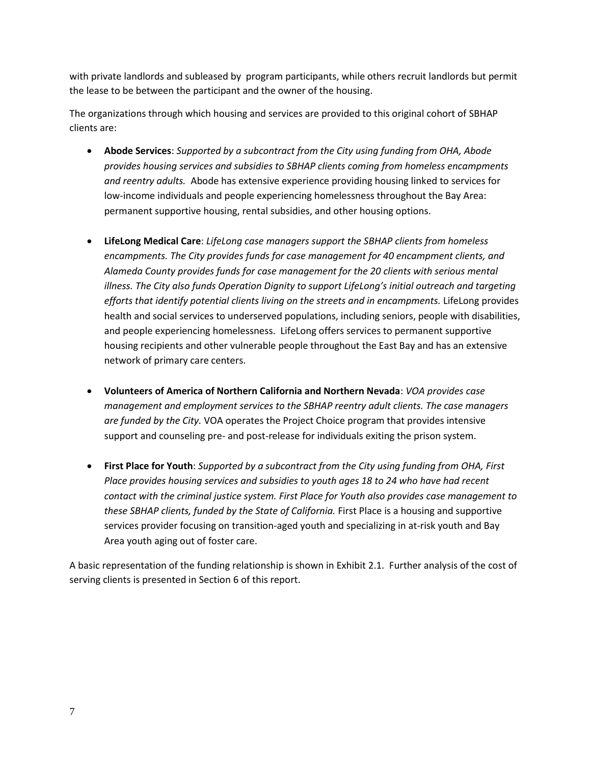with private landlords and subleased by  program participants, while others recruit landlords but permit the lease to be between the participant and the owner of the housing.

The organizations through which housing and services are provided to this original cohort of SBHAP clients are:

- **Abode Services**: *Supported by a subcontract from the City using funding from OHA, Abode provides housing services and subsidies to SBHAP clients coming from homeless encampments and reentry adults.* Abode has extensive experience providing housing linked to services for low-income individuals and people experiencing homelessness throughout the Bay Area: permanent supportive housing, rental subsidies, and other housing options.

- **LifeLong Medical Care**: *LifeLong case managers support the SBHAP clients from homeless encampments. The City provides funds for case management for 40 encampment clients, and Alameda County provides funds for case management for the 20 clients with serious mental illness. The City also funds Operation Dignity to support LifeLong's initial outreach and targeting efforts that identify potential clients living on the streets and in encampments.* LifeLong provides health and social services to underserved populations, including seniors, people with disabilities, and people experiencing homelessness. LifeLong offers services to permanent supportive housing recipients and other vulnerable people throughout the East Bay and has an extensive network of primary care centers.

- **Volunteers of America of Northern California and Northern Nevada**: *VOA provides case management and employment services to the SBHAP reentry adult clients. The case managers are funded by the City.* VOA operates the Project Choice program that provides intensive support and counseling pre- and post-release for individuals exiting the prison system.

- **First Place for Youth**: *Supported by a subcontract from the City using funding from OHA, First Place provides housing services and subsidies to youth ages 18 to 24 who have had recent contact with the criminal justice system. First Place for Youth also provides case management to these SBHAP clients, funded by the State of California.* First Place is a housing and supportive services provider focusing on transition-aged youth and specializing in at-risk youth and Bay Area youth aging out of foster care.

A basic representation of the funding relationship is shown in Exhibit 2.1. Further analysis of the cost of serving clients is presented in Section 6 of this report.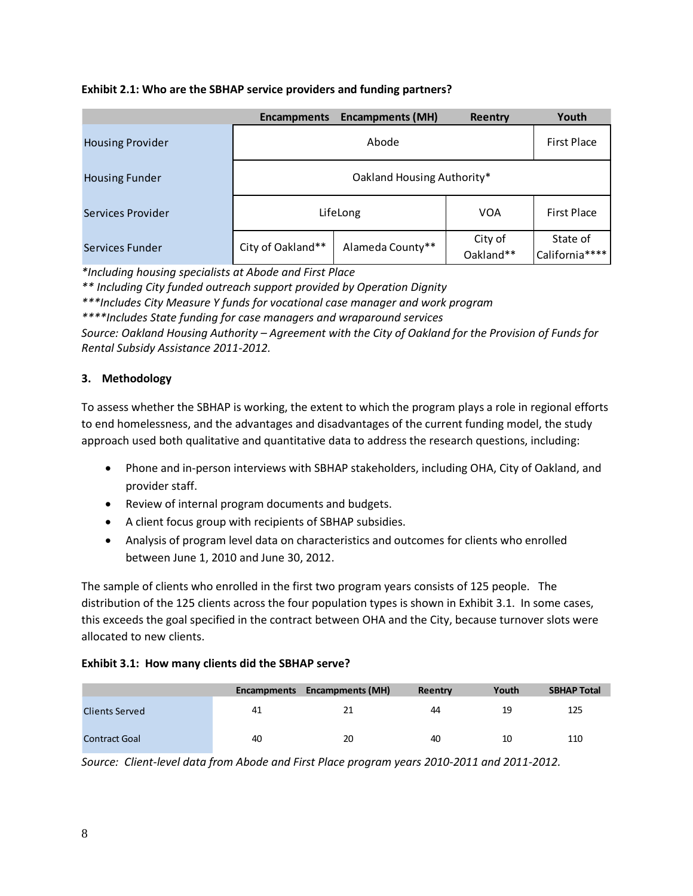**Exhibit 2.1: Who are the SBHAP service providers and funding partners?**

| | Encampments | Encampments (MH) | Reentry | Youth |
|---|---|---|---|---|
| Housing Provider | Abode | | | First Place |
| Housing Funder | Oakland Housing Authority* | | | |
| Services Provider | LifeLong | | VOA | First Place |
| Services Funder | City of Oakland** | Alameda County** | City of Oakland** | State of California**** |

*\*Including housing specialists at Abode and First Place*

*\*\* Including City funded outreach support provided by Operation Dignity*

*\*\*\*Includes City Measure Y funds for vocational case manager and work program*

*\*\*\*\*Includes State funding for case managers and wraparound services*

*Source: Oakland Housing Authority – Agreement with the City of Oakland for the Provision of Funds for Rental Subsidy Assistance 2011-2012.*

## 3. Methodology

To assess whether the SBHAP is working, the extent to which the program plays a role in regional efforts to end homelessness, and the advantages and disadvantages of the current funding model, the study approach used both qualitative and quantitative data to address the research questions, including:

- Phone and in-person interviews with SBHAP stakeholders, including OHA, City of Oakland, and provider staff.
- Review of internal program documents and budgets.
- A client focus group with recipients of SBHAP subsidies.
- Analysis of program level data on characteristics and outcomes for clients who enrolled between June 1, 2010 and June 30, 2012.

The sample of clients who enrolled in the first two program years consists of 125 people. The distribution of the 125 clients across the four population types is shown in Exhibit 3.1. In some cases, this exceeds the goal specified in the contract between OHA and the City, because turnover slots were allocated to new clients.

**Exhibit 3.1: How many clients did the SBHAP serve?**

| | Encampments | Encampments (MH) | Reentry | Youth | SBHAP Total |
|---|---|---|---|---|---|
| Clients Served | 41 | 21 | 44 | 19 | 125 |
| Contract Goal | 40 | 20 | 40 | 10 | 110 |

*Source: Client-level data from Abode and First Place program years 2010-2011 and 2011-2012.*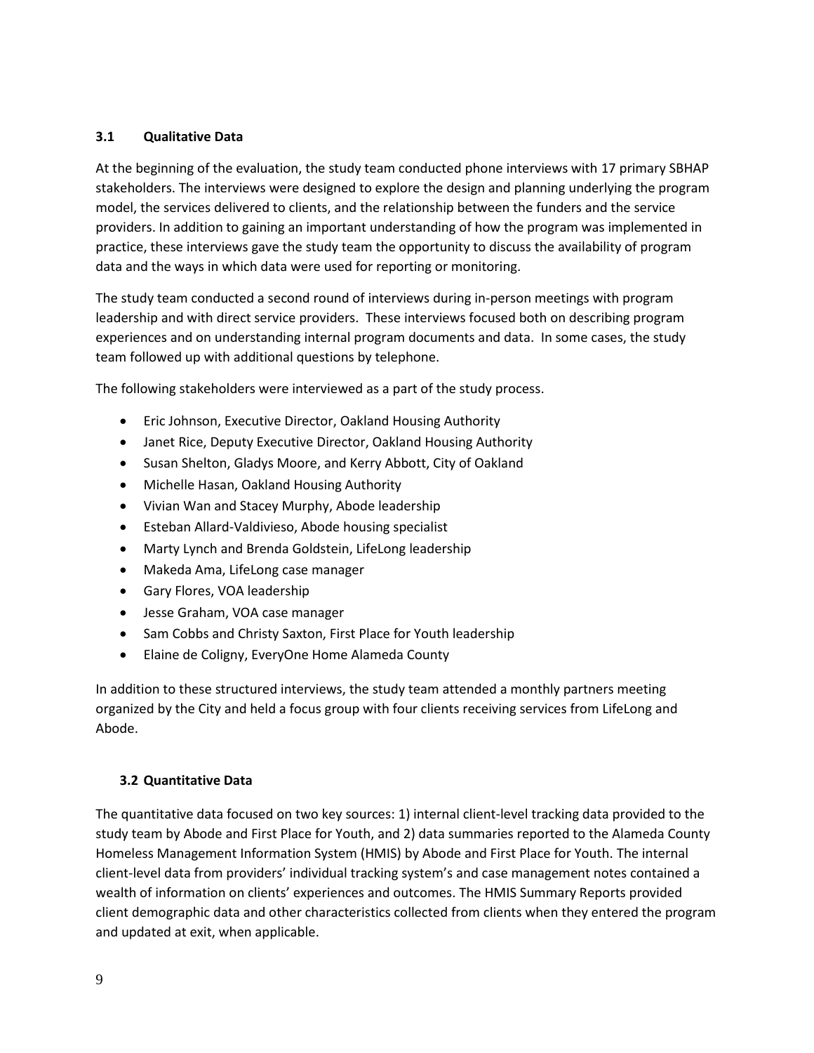### 3.1 Qualitative Data

At the beginning of the evaluation, the study team conducted phone interviews with 17 primary SBHAP stakeholders. The interviews were designed to explore the design and planning underlying the program model, the services delivered to clients, and the relationship between the funders and the service providers. In addition to gaining an important understanding of how the program was implemented in practice, these interviews gave the study team the opportunity to discuss the availability of program data and the ways in which data were used for reporting or monitoring.

The study team conducted a second round of interviews during in-person meetings with program leadership and with direct service providers. These interviews focused both on describing program experiences and on understanding internal program documents and data. In some cases, the study team followed up with additional questions by telephone.

The following stakeholders were interviewed as a part of the study process.

- Eric Johnson, Executive Director, Oakland Housing Authority
- Janet Rice, Deputy Executive Director, Oakland Housing Authority
- Susan Shelton, Gladys Moore, and Kerry Abbott, City of Oakland
- Michelle Hasan, Oakland Housing Authority
- Vivian Wan and Stacey Murphy, Abode leadership
- Esteban Allard-Valdivieso, Abode housing specialist
- Marty Lynch and Brenda Goldstein, LifeLong leadership
- Makeda Ama, LifeLong case manager
- Gary Flores, VOA leadership
- Jesse Graham, VOA case manager
- Sam Cobbs and Christy Saxton, First Place for Youth leadership
- Elaine de Coligny, EveryOne Home Alameda County

In addition to these structured interviews, the study team attended a monthly partners meeting organized by the City and held a focus group with four clients receiving services from LifeLong and Abode.

### 3.2 Quantitative Data

The quantitative data focused on two key sources: 1) internal client-level tracking data provided to the study team by Abode and First Place for Youth, and 2) data summaries reported to the Alameda County Homeless Management Information System (HMIS) by Abode and First Place for Youth. The internal client-level data from providers' individual tracking system's and case management notes contained a wealth of information on clients' experiences and outcomes. The HMIS Summary Reports provided client demographic data and other characteristics collected from clients when they entered the program and updated at exit, when applicable.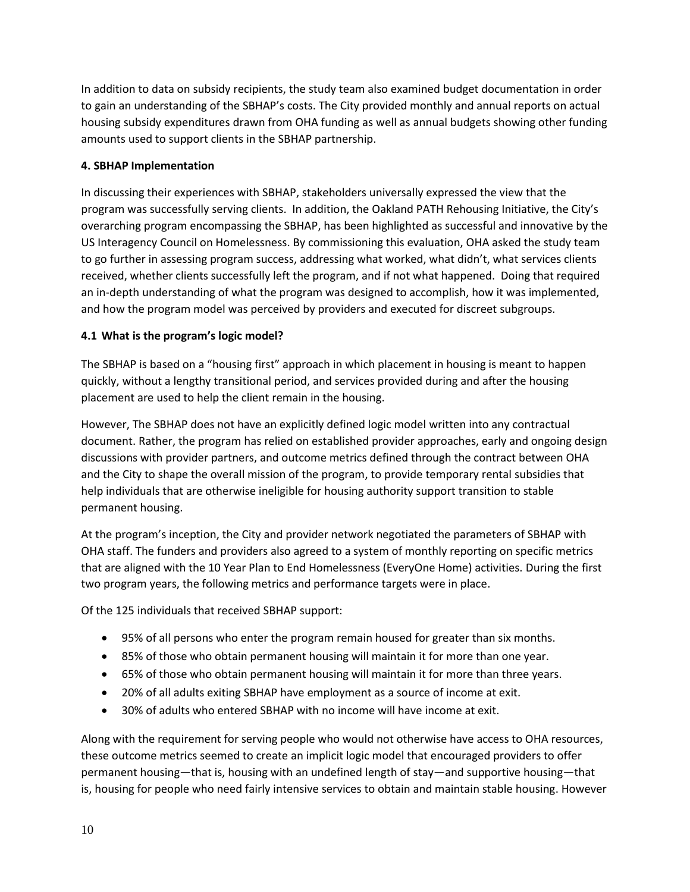In addition to data on subsidy recipients, the study team also examined budget documentation in order to gain an understanding of the SBHAP's costs. The City provided monthly and annual reports on actual housing subsidy expenditures drawn from OHA funding as well as annual budgets showing other funding amounts used to support clients in the SBHAP partnership.

## 4. SBHAP Implementation

In discussing their experiences with SBHAP, stakeholders universally expressed the view that the program was successfully serving clients. In addition, the Oakland PATH Rehousing Initiative, the City's overarching program encompassing the SBHAP, has been highlighted as successful and innovative by the US Interagency Council on Homelessness. By commissioning this evaluation, OHA asked the study team to go further in assessing program success, addressing what worked, what didn't, what services clients received, whether clients successfully left the program, and if not what happened. Doing that required an in-depth understanding of what the program was designed to accomplish, how it was implemented, and how the program model was perceived by providers and executed for discreet subgroups.

### 4.1 What is the program's logic model?

The SBHAP is based on a "housing first" approach in which placement in housing is meant to happen quickly, without a lengthy transitional period, and services provided during and after the housing placement are used to help the client remain in the housing.

However, The SBHAP does not have an explicitly defined logic model written into any contractual document. Rather, the program has relied on established provider approaches, early and ongoing design discussions with provider partners, and outcome metrics defined through the contract between OHA and the City to shape the overall mission of the program, to provide temporary rental subsidies that help individuals that are otherwise ineligible for housing authority support transition to stable permanent housing.

At the program's inception, the City and provider network negotiated the parameters of SBHAP with OHA staff. The funders and providers also agreed to a system of monthly reporting on specific metrics that are aligned with the 10 Year Plan to End Homelessness (EveryOne Home) activities. During the first two program years, the following metrics and performance targets were in place.

Of the 125 individuals that received SBHAP support:

- 95% of all persons who enter the program remain housed for greater than six months.
- 85% of those who obtain permanent housing will maintain it for more than one year.
- 65% of those who obtain permanent housing will maintain it for more than three years.
- 20% of all adults exiting SBHAP have employment as a source of income at exit.
- 30% of adults who entered SBHAP with no income will have income at exit.

Along with the requirement for serving people who would not otherwise have access to OHA resources, these outcome metrics seemed to create an implicit logic model that encouraged providers to offer permanent housing—that is, housing with an undefined length of stay—and supportive housing—that is, housing for people who need fairly intensive services to obtain and maintain stable housing. However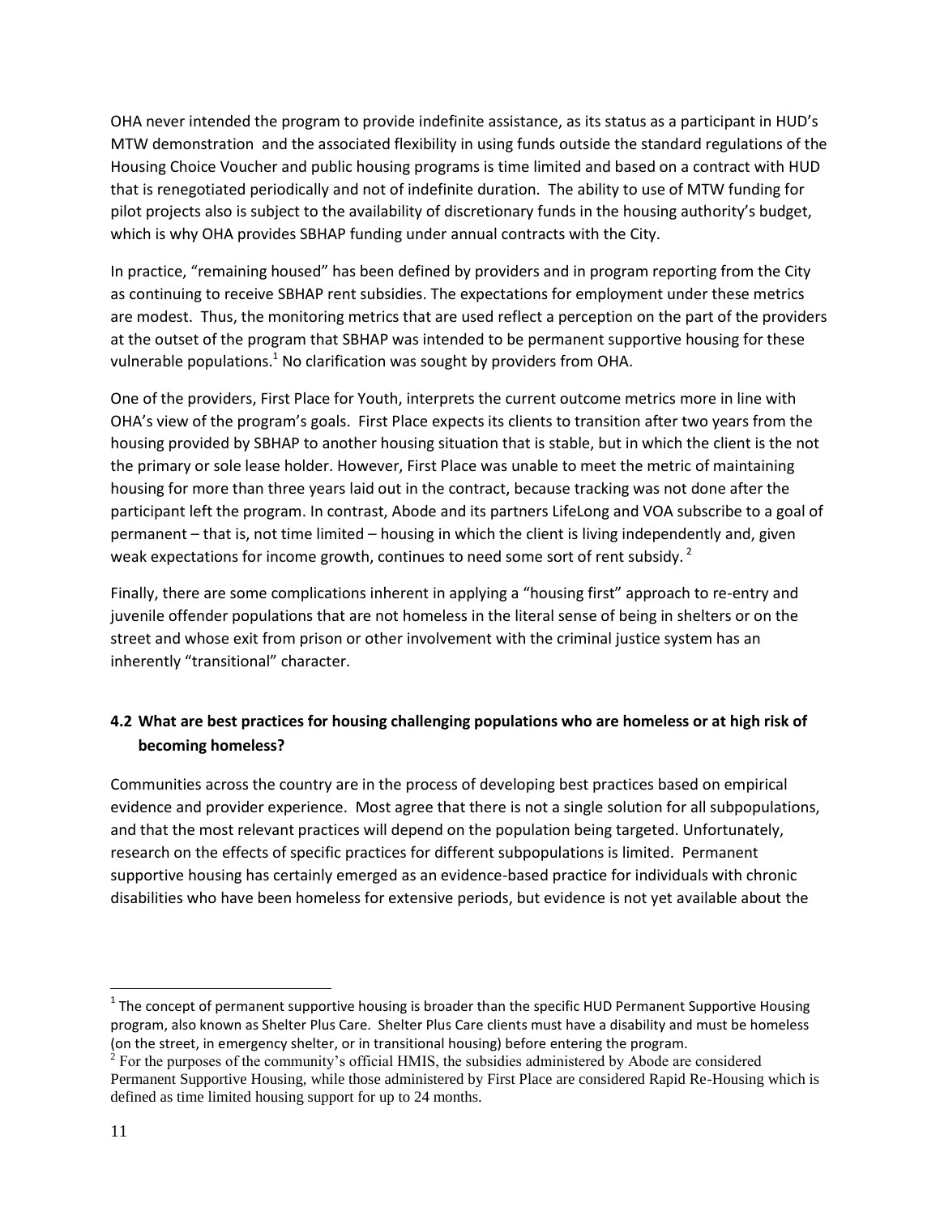OHA never intended the program to provide indefinite assistance, as its status as a participant in HUD's MTW demonstration and the associated flexibility in using funds outside the standard regulations of the Housing Choice Voucher and public housing programs is time limited and based on a contract with HUD that is renegotiated periodically and not of indefinite duration. The ability to use of MTW funding for pilot projects also is subject to the availability of discretionary funds in the housing authority's budget, which is why OHA provides SBHAP funding under annual contracts with the City.

In practice, "remaining housed" has been defined by providers and in program reporting from the City as continuing to receive SBHAP rent subsidies. The expectations for employment under these metrics are modest. Thus, the monitoring metrics that are used reflect a perception on the part of the providers at the outset of the program that SBHAP was intended to be permanent supportive housing for these vulnerable populations.[1] No clarification was sought by providers from OHA.

One of the providers, First Place for Youth, interprets the current outcome metrics more in line with OHA's view of the program's goals. First Place expects its clients to transition after two years from the housing provided by SBHAP to another housing situation that is stable, but in which the client is the not the primary or sole lease holder. However, First Place was unable to meet the metric of maintaining housing for more than three years laid out in the contract, because tracking was not done after the participant left the program. In contrast, Abode and its partners LifeLong and VOA subscribe to a goal of permanent – that is, not time limited – housing in which the client is living independently and, given weak expectations for income growth, continues to need some sort of rent subsidy.[2]

Finally, there are some complications inherent in applying a "housing first" approach to re-entry and juvenile offender populations that are not homeless in the literal sense of being in shelters or on the street and whose exit from prison or other involvement with the criminal justice system has an inherently "transitional" character.

### 4.2 What are best practices for housing challenging populations who are homeless or at high risk of becoming homeless?

Communities across the country are in the process of developing best practices based on empirical evidence and provider experience. Most agree that there is not a single solution for all subpopulations, and that the most relevant practices will depend on the population being targeted. Unfortunately, research on the effects of specific practices for different subpopulations is limited. Permanent supportive housing has certainly emerged as an evidence-based practice for individuals with chronic disabilities who have been homeless for extensive periods, but evidence is not yet available about the

---

[1] The concept of permanent supportive housing is broader than the specific HUD Permanent Supportive Housing program, also known as Shelter Plus Care. Shelter Plus Care clients must have a disability and must be homeless (on the street, in emergency shelter, or in transitional housing) before entering the program.

[2] For the purposes of the community's official HMIS, the subsidies administered by Abode are considered Permanent Supportive Housing, while those administered by First Place are considered Rapid Re-Housing which is defined as time limited housing support for up to 24 months.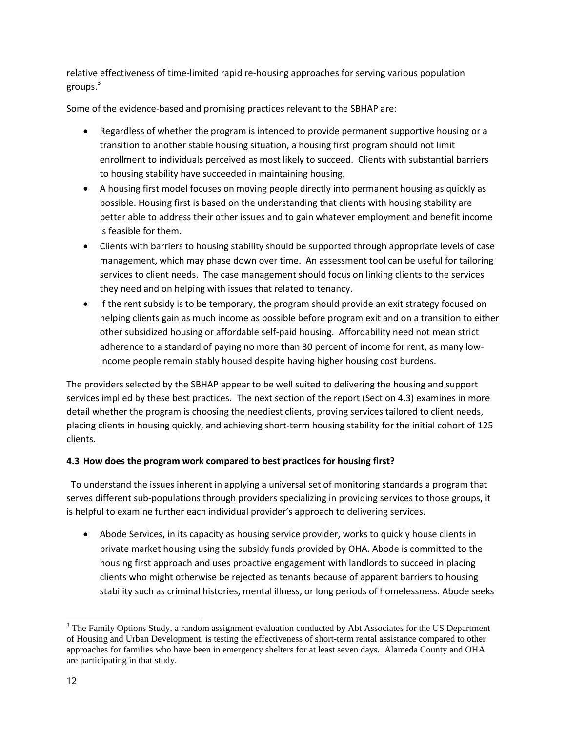relative effectiveness of time-limited rapid re-housing approaches for serving various population groups.[3]

Some of the evidence-based and promising practices relevant to the SBHAP are:

- Regardless of whether the program is intended to provide permanent supportive housing or a transition to another stable housing situation, a housing first program should not limit enrollment to individuals perceived as most likely to succeed. Clients with substantial barriers to housing stability have succeeded in maintaining housing.
- A housing first model focuses on moving people directly into permanent housing as quickly as possible. Housing first is based on the understanding that clients with housing stability are better able to address their other issues and to gain whatever employment and benefit income is feasible for them.
- Clients with barriers to housing stability should be supported through appropriate levels of case management, which may phase down over time. An assessment tool can be useful for tailoring services to client needs. The case management should focus on linking clients to the services they need and on helping with issues that related to tenancy.
- If the rent subsidy is to be temporary, the program should provide an exit strategy focused on helping clients gain as much income as possible before program exit and on a transition to either other subsidized housing or affordable self-paid housing. Affordability need not mean strict adherence to a standard of paying no more than 30 percent of income for rent, as many low-income people remain stably housed despite having higher housing cost burdens.

The providers selected by the SBHAP appear to be well suited to delivering the housing and support services implied by these best practices. The next section of the report (Section 4.3) examines in more detail whether the program is choosing the neediest clients, proving services tailored to client needs, placing clients in housing quickly, and achieving short-term housing stability for the initial cohort of 125 clients.

**4.3 How does the program work compared to best practices for housing first?**

To understand the issues inherent in applying a universal set of monitoring standards a program that serves different sub-populations through providers specializing in providing services to those groups, it is helpful to examine further each individual provider's approach to delivering services.

- Abode Services, in its capacity as housing service provider, works to quickly house clients in private market housing using the subsidy funds provided by OHA. Abode is committed to the housing first approach and uses proactive engagement with landlords to succeed in placing clients who might otherwise be rejected as tenants because of apparent barriers to housing stability such as criminal histories, mental illness, or long periods of homelessness. Abode seeks

[3] The Family Options Study, a random assignment evaluation conducted by Abt Associates for the US Department of Housing and Urban Development, is testing the effectiveness of short-term rental assistance compared to other approaches for families who have been in emergency shelters for at least seven days. Alameda County and OHA are participating in that study.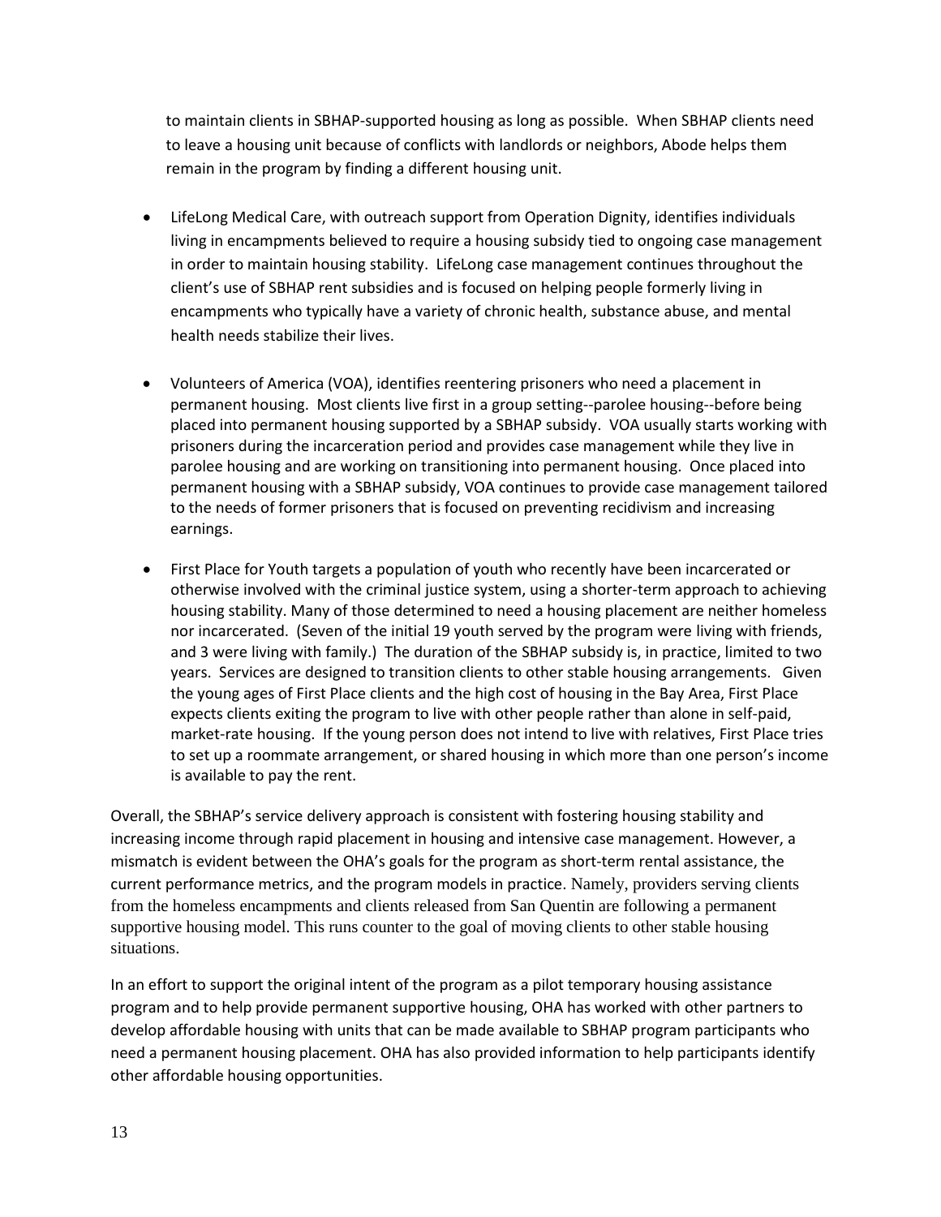to maintain clients in SBHAP-supported housing as long as possible. When SBHAP clients need to leave a housing unit because of conflicts with landlords or neighbors, Abode helps them remain in the program by finding a different housing unit.

- LifeLong Medical Care, with outreach support from Operation Dignity, identifies individuals living in encampments believed to require a housing subsidy tied to ongoing case management in order to maintain housing stability. LifeLong case management continues throughout the client's use of SBHAP rent subsidies and is focused on helping people formerly living in encampments who typically have a variety of chronic health, substance abuse, and mental health needs stabilize their lives.

- Volunteers of America (VOA), identifies reentering prisoners who need a placement in permanent housing. Most clients live first in a group setting--parolee housing--before being placed into permanent housing supported by a SBHAP subsidy. VOA usually starts working with prisoners during the incarceration period and provides case management while they live in parolee housing and are working on transitioning into permanent housing. Once placed into permanent housing with a SBHAP subsidy, VOA continues to provide case management tailored to the needs of former prisoners that is focused on preventing recidivism and increasing earnings.

- First Place for Youth targets a population of youth who recently have been incarcerated or otherwise involved with the criminal justice system, using a shorter-term approach to achieving housing stability. Many of those determined to need a housing placement are neither homeless nor incarcerated. (Seven of the initial 19 youth served by the program were living with friends, and 3 were living with family.) The duration of the SBHAP subsidy is, in practice, limited to two years. Services are designed to transition clients to other stable housing arrangements. Given the young ages of First Place clients and the high cost of housing in the Bay Area, First Place expects clients exiting the program to live with other people rather than alone in self-paid, market-rate housing. If the young person does not intend to live with relatives, First Place tries to set up a roommate arrangement, or shared housing in which more than one person's income is available to pay the rent.

Overall, the SBHAP's service delivery approach is consistent with fostering housing stability and increasing income through rapid placement in housing and intensive case management. However, a mismatch is evident between the OHA's goals for the program as short-term rental assistance, the current performance metrics, and the program models in practice. Namely, providers serving clients from the homeless encampments and clients released from San Quentin are following a permanent supportive housing model. This runs counter to the goal of moving clients to other stable housing situations.

In an effort to support the original intent of the program as a pilot temporary housing assistance program and to help provide permanent supportive housing, OHA has worked with other partners to develop affordable housing with units that can be made available to SBHAP program participants who need a permanent housing placement. OHA has also provided information to help participants identify other affordable housing opportunities.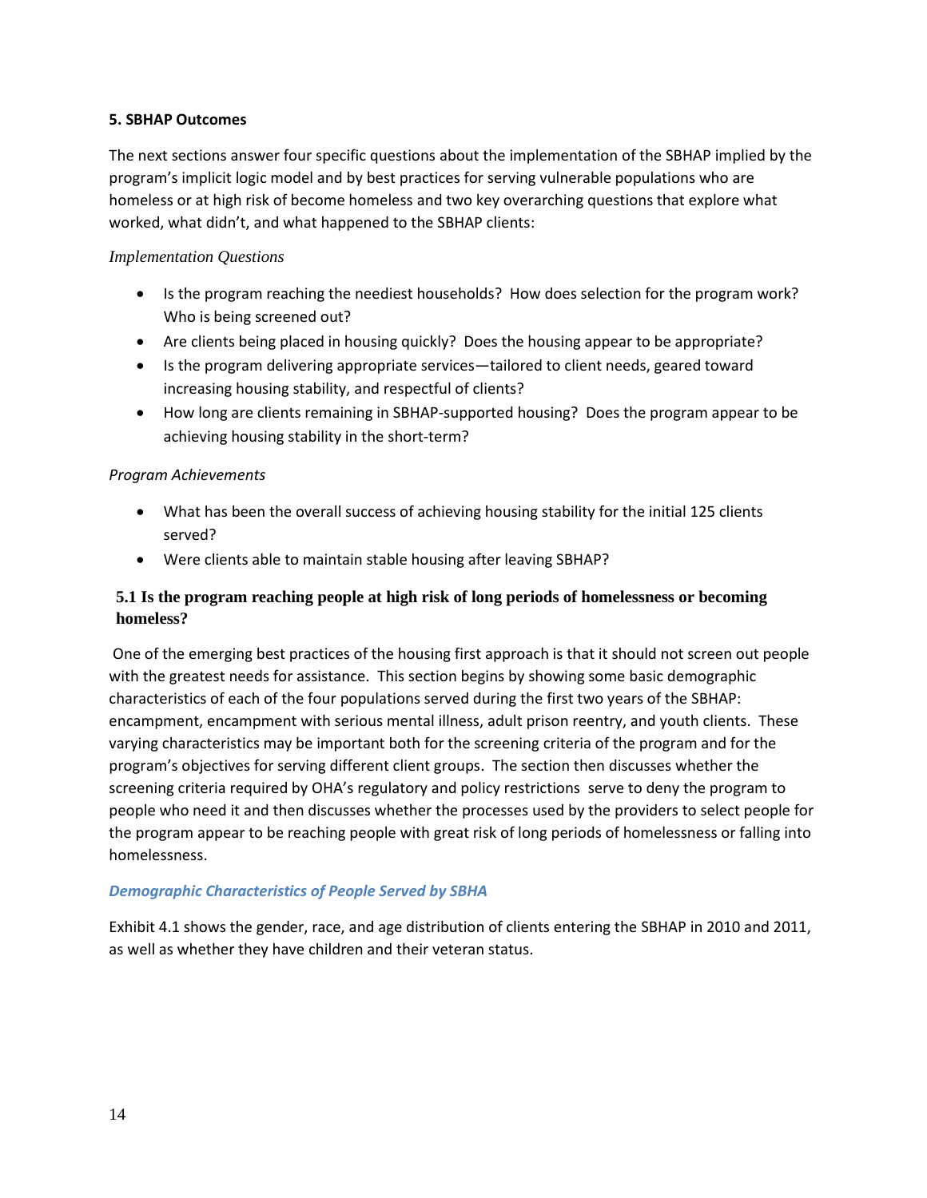## 5. SBHAP Outcomes

The next sections answer four specific questions about the implementation of the SBHAP implied by the program's implicit logic model and by best practices for serving vulnerable populations who are homeless or at high risk of become homeless and two key overarching questions that explore what worked, what didn't, and what happened to the SBHAP clients:

*Implementation Questions*

- Is the program reaching the neediest households? How does selection for the program work? Who is being screened out?
- Are clients being placed in housing quickly? Does the housing appear to be appropriate?
- Is the program delivering appropriate services—tailored to client needs, geared toward increasing housing stability, and respectful of clients?
- How long are clients remaining in SBHAP-supported housing? Does the program appear to be achieving housing stability in the short-term?

*Program Achievements*

- What has been the overall success of achieving housing stability for the initial 125 clients served?
- Were clients able to maintain stable housing after leaving SBHAP?

### 5.1 Is the program reaching people at high risk of long periods of homelessness or becoming homeless?

One of the emerging best practices of the housing first approach is that it should not screen out people with the greatest needs for assistance. This section begins by showing some basic demographic characteristics of each of the four populations served during the first two years of the SBHAP: encampment, encampment with serious mental illness, adult prison reentry, and youth clients. These varying characteristics may be important both for the screening criteria of the program and for the program's objectives for serving different client groups. The section then discusses whether the screening criteria required by OHA's regulatory and policy restrictions serve to deny the program to people who need it and then discusses whether the processes used by the providers to select people for the program appear to be reaching people with great risk of long periods of homelessness or falling into homelessness.

#### *Demographic Characteristics of People Served by SBHA*

Exhibit 4.1 shows the gender, race, and age distribution of clients entering the SBHAP in 2010 and 2011, as well as whether they have children and their veteran status.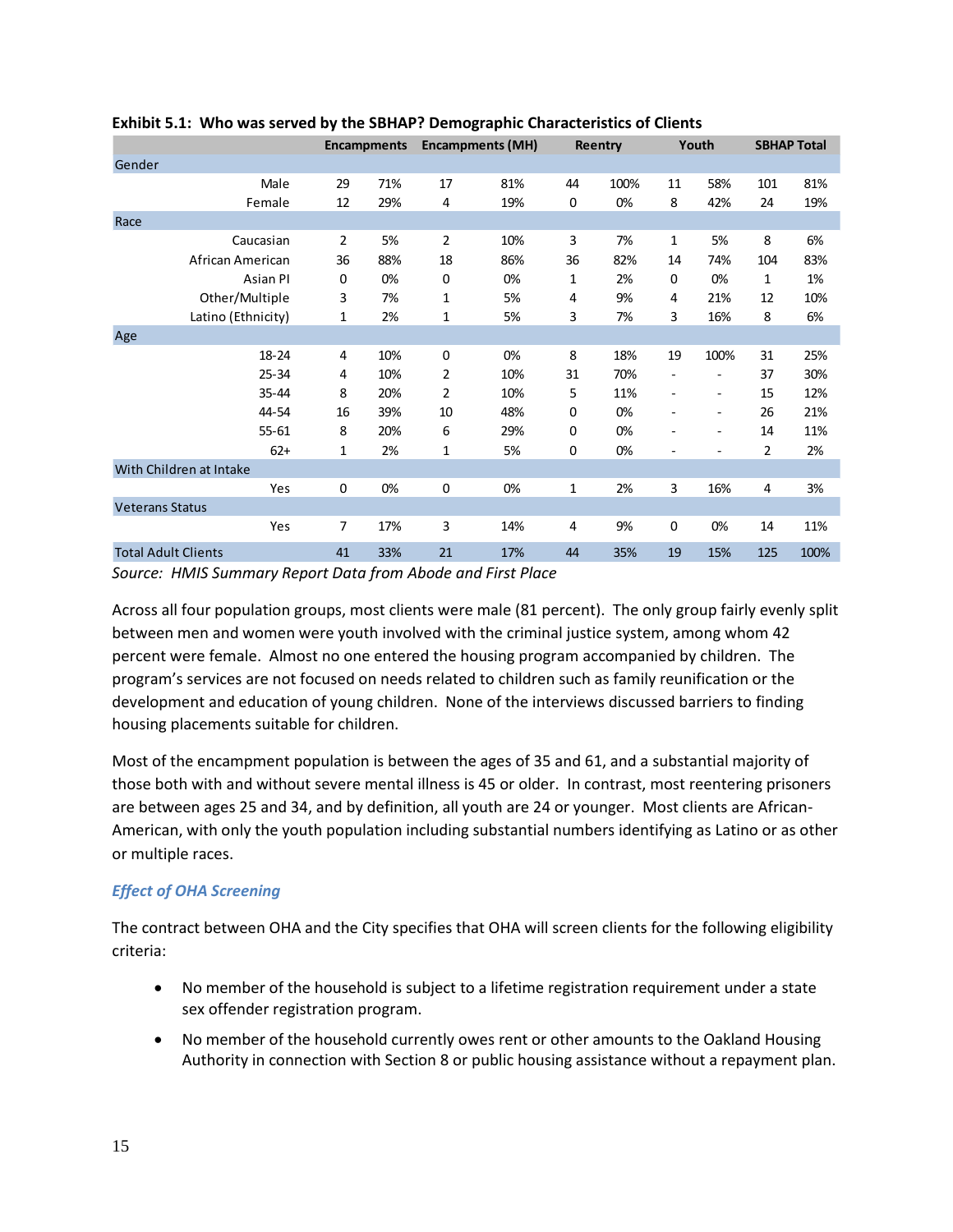**Exhibit 5.1: Who was served by the SBHAP? Demographic Characteristics of Clients**

| | Encampments | | Encampments (MH) | | Reentry | | Youth | | SBHAP Total | |
|---|---|---|---|---|---|---|---|---|---|---|
| **Gender** | | | | | | | | | | |
| Male | 29 | 71% | 17 | 81% | 44 | 100% | 11 | 58% | 101 | 81% |
| Female | 12 | 29% | 4 | 19% | 0 | 0% | 8 | 42% | 24 | 19% |
| **Race** | | | | | | | | | | |
| Caucasian | 2 | 5% | 2 | 10% | 3 | 7% | 1 | 5% | 8 | 6% |
| African American | 36 | 88% | 18 | 86% | 36 | 82% | 14 | 74% | 104 | 83% |
| Asian PI | 0 | 0% | 0 | 0% | 1 | 2% | 0 | 0% | 1 | 1% |
| Other/Multiple | 3 | 7% | 1 | 5% | 4 | 9% | 4 | 21% | 12 | 10% |
| Latino (Ethnicity) | 1 | 2% | 1 | 5% | 3 | 7% | 3 | 16% | 8 | 6% |
| **Age** | | | | | | | | | | |
| 18-24 | 4 | 10% | 0 | 0% | 8 | 18% | 19 | 100% | 31 | 25% |
| 25-34 | 4 | 10% | 2 | 10% | 31 | 70% | - | - | 37 | 30% |
| 35-44 | 8 | 20% | 2 | 10% | 5 | 11% | - | - | 15 | 12% |
| 44-54 | 16 | 39% | 10 | 48% | 0 | 0% | - | - | 26 | 21% |
| 55-61 | 8 | 20% | 6 | 29% | 0 | 0% | - | - | 14 | 11% |
| 62+ | 1 | 2% | 1 | 5% | 0 | 0% | - | - | 2 | 2% |
| **With Children at Intake** | | | | | | | | | | |
| Yes | 0 | 0% | 0 | 0% | 1 | 2% | 3 | 16% | 4 | 3% |
| **Veterans Status** | | | | | | | | | | |
| Yes | 7 | 17% | 3 | 14% | 4 | 9% | 0 | 0% | 14 | 11% |
| **Total Adult Clients** | 41 | 33% | 21 | 17% | 44 | 35% | 19 | 15% | 125 | 100% |

*Source: HMIS Summary Report Data from Abode and First Place*

Across all four population groups, most clients were male (81 percent). The only group fairly evenly split between men and women were youth involved with the criminal justice system, among whom 42 percent were female. Almost no one entered the housing program accompanied by children. The program's services are not focused on needs related to children such as family reunification or the development and education of young children. None of the interviews discussed barriers to finding housing placements suitable for children.

Most of the encampment population is between the ages of 35 and 61, and a substantial majority of those both with and without severe mental illness is 45 or older. In contrast, most reentering prisoners are between ages 25 and 34, and by definition, all youth are 24 or younger. Most clients are African-American, with only the youth population including substantial numbers identifying as Latino or as other or multiple races.

### *Effect of OHA Screening*

The contract between OHA and the City specifies that OHA will screen clients for the following eligibility criteria:

- No member of the household is subject to a lifetime registration requirement under a state sex offender registration program.
- No member of the household currently owes rent or other amounts to the Oakland Housing Authority in connection with Section 8 or public housing assistance without a repayment plan.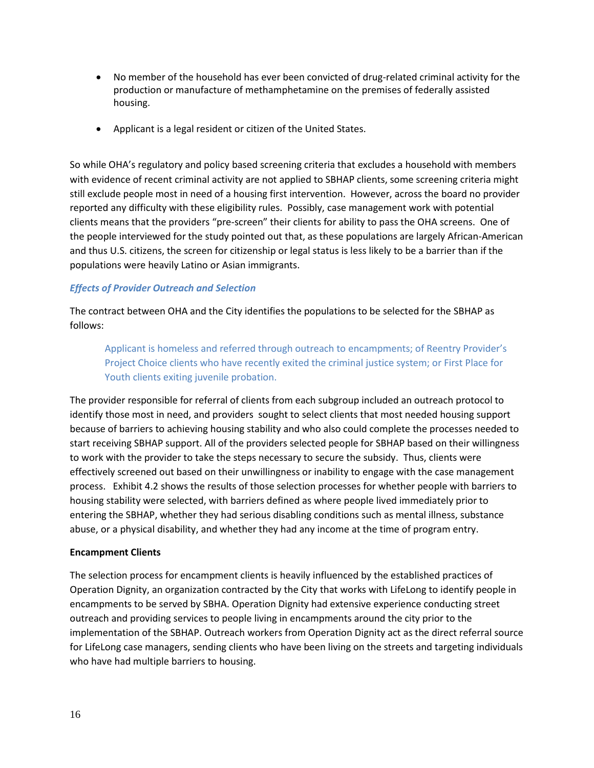- No member of the household has ever been convicted of drug-related criminal activity for the production or manufacture of methamphetamine on the premises of federally assisted housing.

- Applicant is a legal resident or citizen of the United States.

So while OHA's regulatory and policy based screening criteria that excludes a household with members with evidence of recent criminal activity are not applied to SBHAP clients, some screening criteria might still exclude people most in need of a housing first intervention. However, across the board no provider reported any difficulty with these eligibility rules. Possibly, case management work with potential clients means that the providers "pre-screen" their clients for ability to pass the OHA screens. One of the people interviewed for the study pointed out that, as these populations are largely African-American and thus U.S. citizens, the screen for citizenship or legal status is less likely to be a barrier than if the populations were heavily Latino or Asian immigrants.

### *Effects of Provider Outreach and Selection*

The contract between OHA and the City identifies the populations to be selected for the SBHAP as follows:

> Applicant is homeless and referred through outreach to encampments; of Reentry Provider's Project Choice clients who have recently exited the criminal justice system; or First Place for Youth clients exiting juvenile probation.

The provider responsible for referral of clients from each subgroup included an outreach protocol to identify those most in need, and providers sought to select clients that most needed housing support because of barriers to achieving housing stability and who also could complete the processes needed to start receiving SBHAP support. All of the providers selected people for SBHAP based on their willingness to work with the provider to take the steps necessary to secure the subsidy. Thus, clients were effectively screened out based on their unwillingness or inability to engage with the case management process. Exhibit 4.2 shows the results of those selection processes for whether people with barriers to housing stability were selected, with barriers defined as where people lived immediately prior to entering the SBHAP, whether they had serious disabling conditions such as mental illness, substance abuse, or a physical disability, and whether they had any income at the time of program entry.

**Encampment Clients**

The selection process for encampment clients is heavily influenced by the established practices of Operation Dignity, an organization contracted by the City that works with LifeLong to identify people in encampments to be served by SBHA. Operation Dignity had extensive experience conducting street outreach and providing services to people living in encampments around the city prior to the implementation of the SBHAP. Outreach workers from Operation Dignity act as the direct referral source for LifeLong case managers, sending clients who have been living on the streets and targeting individuals who have had multiple barriers to housing.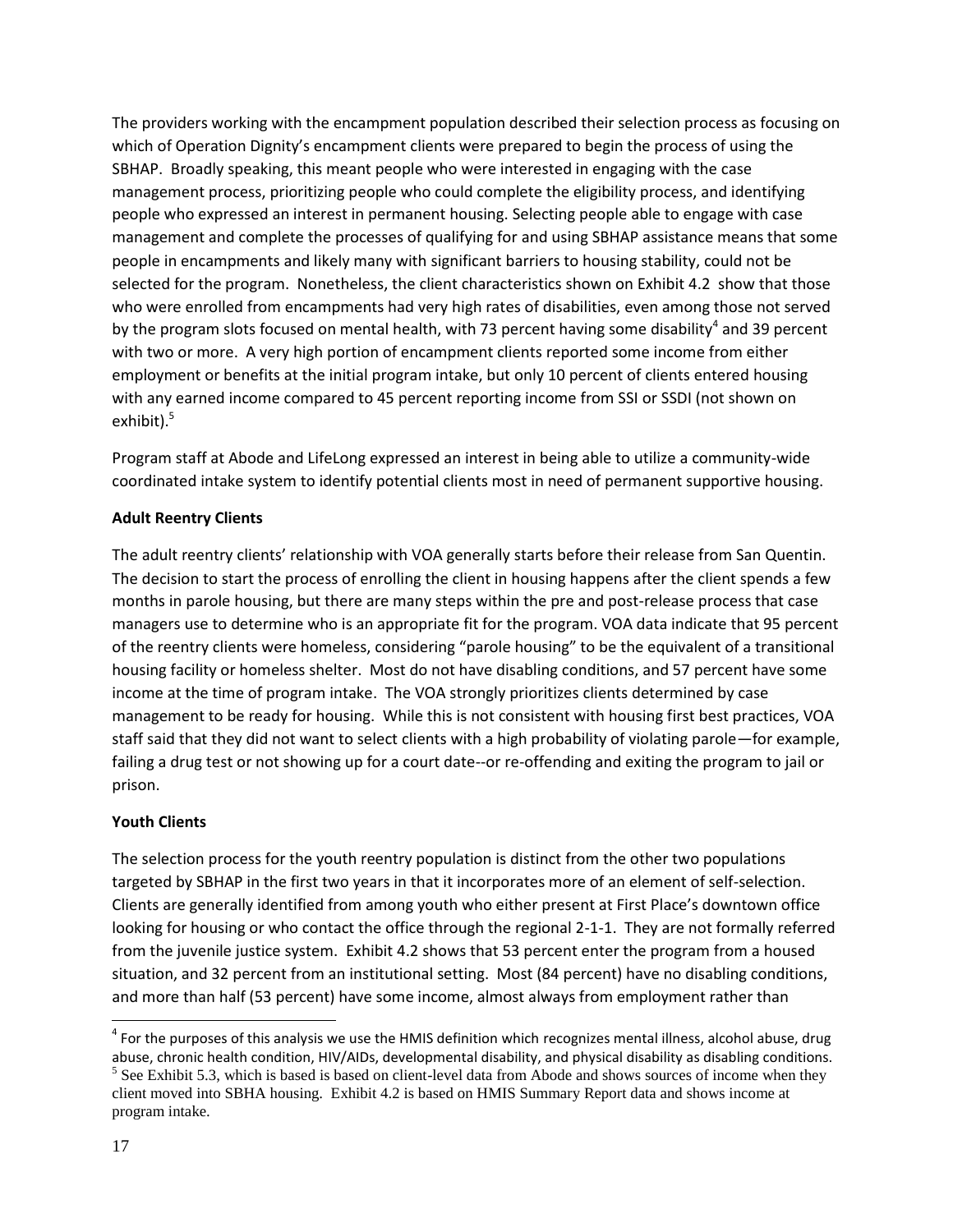The providers working with the encampment population described their selection process as focusing on which of Operation Dignity's encampment clients were prepared to begin the process of using the SBHAP. Broadly speaking, this meant people who were interested in engaging with the case management process, prioritizing people who could complete the eligibility process, and identifying people who expressed an interest in permanent housing. Selecting people able to engage with case management and complete the processes of qualifying for and using SBHAP assistance means that some people in encampments and likely many with significant barriers to housing stability, could not be selected for the program. Nonetheless, the client characteristics shown on Exhibit 4.2 show that those who were enrolled from encampments had very high rates of disabilities, even among those not served by the program slots focused on mental health, with 73 percent having some disability[4] and 39 percent with two or more. A very high portion of encampment clients reported some income from either employment or benefits at the initial program intake, but only 10 percent of clients entered housing with any earned income compared to 45 percent reporting income from SSI or SSDI (not shown on exhibit).[5]

Program staff at Abode and LifeLong expressed an interest in being able to utilize a community-wide coordinated intake system to identify potential clients most in need of permanent supportive housing.

**Adult Reentry Clients**

The adult reentry clients' relationship with VOA generally starts before their release from San Quentin. The decision to start the process of enrolling the client in housing happens after the client spends a few months in parole housing, but there are many steps within the pre and post-release process that case managers use to determine who is an appropriate fit for the program. VOA data indicate that 95 percent of the reentry clients were homeless, considering "parole housing" to be the equivalent of a transitional housing facility or homeless shelter. Most do not have disabling conditions, and 57 percent have some income at the time of program intake. The VOA strongly prioritizes clients determined by case management to be ready for housing. While this is not consistent with housing first best practices, VOA staff said that they did not want to select clients with a high probability of violating parole—for example, failing a drug test or not showing up for a court date--or re-offending and exiting the program to jail or prison.

**Youth Clients**

The selection process for the youth reentry population is distinct from the other two populations targeted by SBHAP in the first two years in that it incorporates more of an element of self-selection. Clients are generally identified from among youth who either present at First Place's downtown office looking for housing or who contact the office through the regional 2-1-1. They are not formally referred from the juvenile justice system. Exhibit 4.2 shows that 53 percent enter the program from a housed situation, and 32 percent from an institutional setting. Most (84 percent) have no disabling conditions, and more than half (53 percent) have some income, almost always from employment rather than

---

[4] For the purposes of this analysis we use the HMIS definition which recognizes mental illness, alcohol abuse, drug abuse, chronic health condition, HIV/AIDs, developmental disability, and physical disability as disabling conditions.

[5] See Exhibit 5.3, which is based is based on client-level data from Abode and shows sources of income when they client moved into SBHA housing. Exhibit 4.2 is based on HMIS Summary Report data and shows income at program intake.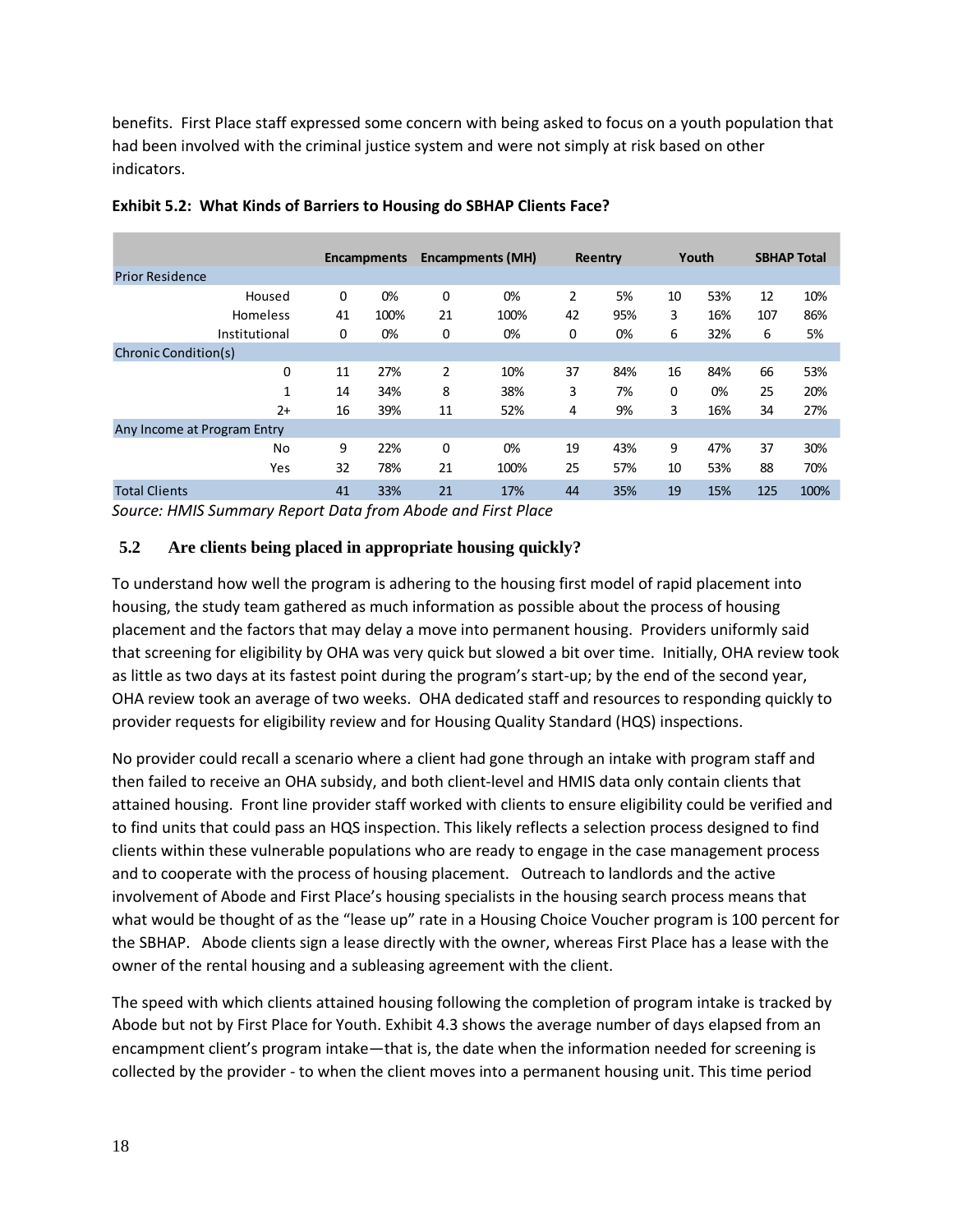benefits. First Place staff expressed some concern with being asked to focus on a youth population that had been involved with the criminal justice system and were not simply at risk based on other indicators.

**Exhibit 5.2: What Kinds of Barriers to Housing do SBHAP Clients Face?**

| | Encampments | | Encampments (MH) | | Reentry | | Youth | | SBHAP Total | |
|---|---|---|---|---|---|---|---|---|---|---|
| Prior Residence | | | | | | | | | | |
| Housed | 0 | 0% | 0 | 0% | 2 | 5% | 10 | 53% | 12 | 10% |
| Homeless | 41 | 100% | 21 | 100% | 42 | 95% | 3 | 16% | 107 | 86% |
| Institutional | 0 | 0% | 0 | 0% | 0 | 0% | 6 | 32% | 6 | 5% |
| Chronic Condition(s) | | | | | | | | | | |
| 0 | 11 | 27% | 2 | 10% | 37 | 84% | 16 | 84% | 66 | 53% |
| 1 | 14 | 34% | 8 | 38% | 3 | 7% | 0 | 0% | 25 | 20% |
| 2+ | 16 | 39% | 11 | 52% | 4 | 9% | 3 | 16% | 34 | 27% |
| Any Income at Program Entry | | | | | | | | | | |
| No | 9 | 22% | 0 | 0% | 19 | 43% | 9 | 47% | 37 | 30% |
| Yes | 32 | 78% | 21 | 100% | 25 | 57% | 10 | 53% | 88 | 70% |
| Total Clients | 41 | 33% | 21 | 17% | 44 | 35% | 19 | 15% | 125 | 100% |

*Source: HMIS Summary Report Data from Abode and First Place*

## 5.2 Are clients being placed in appropriate housing quickly?

To understand how well the program is adhering to the housing first model of rapid placement into housing, the study team gathered as much information as possible about the process of housing placement and the factors that may delay a move into permanent housing. Providers uniformly said that screening for eligibility by OHA was very quick but slowed a bit over time. Initially, OHA review took as little as two days at its fastest point during the program's start-up; by the end of the second year, OHA review took an average of two weeks. OHA dedicated staff and resources to responding quickly to provider requests for eligibility review and for Housing Quality Standard (HQS) inspections.

No provider could recall a scenario where a client had gone through an intake with program staff and then failed to receive an OHA subsidy, and both client-level and HMIS data only contain clients that attained housing. Front line provider staff worked with clients to ensure eligibility could be verified and to find units that could pass an HQS inspection. This likely reflects a selection process designed to find clients within these vulnerable populations who are ready to engage in the case management process and to cooperate with the process of housing placement. Outreach to landlords and the active involvement of Abode and First Place's housing specialists in the housing search process means that what would be thought of as the "lease up" rate in a Housing Choice Voucher program is 100 percent for the SBHAP. Abode clients sign a lease directly with the owner, whereas First Place has a lease with the owner of the rental housing and a subleasing agreement with the client.

The speed with which clients attained housing following the completion of program intake is tracked by Abode but not by First Place for Youth. Exhibit 4.3 shows the average number of days elapsed from an encampment client's program intake—that is, the date when the information needed for screening is collected by the provider - to when the client moves into a permanent housing unit. This time period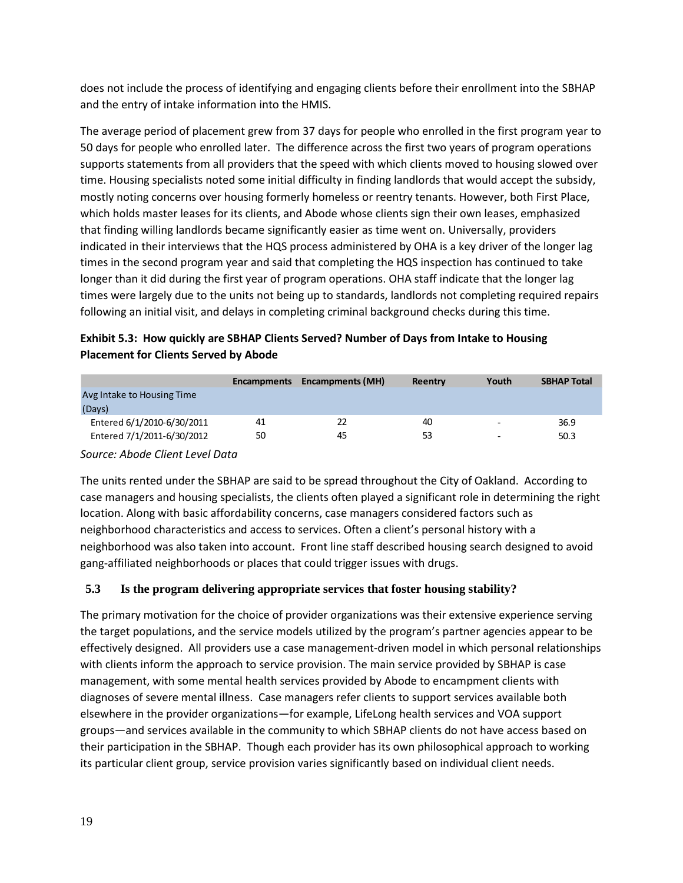does not include the process of identifying and engaging clients before their enrollment into the SBHAP and the entry of intake information into the HMIS.

The average period of placement grew from 37 days for people who enrolled in the first program year to 50 days for people who enrolled later. The difference across the first two years of program operations supports statements from all providers that the speed with which clients moved to housing slowed over time. Housing specialists noted some initial difficulty in finding landlords that would accept the subsidy, mostly noting concerns over housing formerly homeless or reentry tenants. However, both First Place, which holds master leases for its clients, and Abode whose clients sign their own leases, emphasized that finding willing landlords became significantly easier as time went on. Universally, providers indicated in their interviews that the HQS process administered by OHA is a key driver of the longer lag times in the second program year and said that completing the HQS inspection has continued to take longer than it did during the first year of program operations. OHA staff indicate that the longer lag times were largely due to the units not being up to standards, landlords not completing required repairs following an initial visit, and delays in completing criminal background checks during this time.

**Exhibit 5.3: How quickly are SBHAP Clients Served? Number of Days from Intake to Housing Placement for Clients Served by Abode**

| | Encampments | Encampments (MH) | Reentry | Youth | SBHAP Total |
|---|---|---|---|---|---|
| Avg Intake to Housing Time (Days) | | | | | |
| Entered 6/1/2010-6/30/2011 | 41 | 22 | 40 | - | 36.9 |
| Entered 7/1/2011-6/30/2012 | 50 | 45 | 53 | - | 50.3 |

*Source: Abode Client Level Data*

The units rented under the SBHAP are said to be spread throughout the City of Oakland. According to case managers and housing specialists, the clients often played a significant role in determining the right location. Along with basic affordability concerns, case managers considered factors such as neighborhood characteristics and access to services. Often a client's personal history with a neighborhood was also taken into account. Front line staff described housing search designed to avoid gang-affiliated neighborhoods or places that could trigger issues with drugs.

### 5.3 Is the program delivering appropriate services that foster housing stability?

The primary motivation for the choice of provider organizations was their extensive experience serving the target populations, and the service models utilized by the program's partner agencies appear to be effectively designed. All providers use a case management-driven model in which personal relationships with clients inform the approach to service provision. The main service provided by SBHAP is case management, with some mental health services provided by Abode to encampment clients with diagnoses of severe mental illness. Case managers refer clients to support services available both elsewhere in the provider organizations—for example, LifeLong health services and VOA support groups—and services available in the community to which SBHAP clients do not have access based on their participation in the SBHAP. Though each provider has its own philosophical approach to working its particular client group, service provision varies significantly based on individual client needs.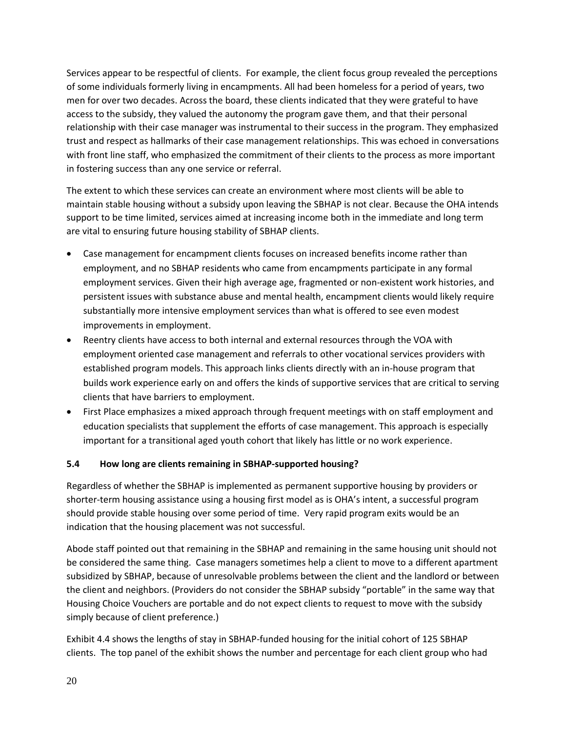Services appear to be respectful of clients. For example, the client focus group revealed the perceptions of some individuals formerly living in encampments. All had been homeless for a period of years, two men for over two decades. Across the board, these clients indicated that they were grateful to have access to the subsidy, they valued the autonomy the program gave them, and that their personal relationship with their case manager was instrumental to their success in the program. They emphasized trust and respect as hallmarks of their case management relationships. This was echoed in conversations with front line staff, who emphasized the commitment of their clients to the process as more important in fostering success than any one service or referral.

The extent to which these services can create an environment where most clients will be able to maintain stable housing without a subsidy upon leaving the SBHAP is not clear. Because the OHA intends support to be time limited, services aimed at increasing income both in the immediate and long term are vital to ensuring future housing stability of SBHAP clients.

- Case management for encampment clients focuses on increased benefits income rather than employment, and no SBHAP residents who came from encampments participate in any formal employment services. Given their high average age, fragmented or non-existent work histories, and persistent issues with substance abuse and mental health, encampment clients would likely require substantially more intensive employment services than what is offered to see even modest improvements in employment.
- Reentry clients have access to both internal and external resources through the VOA with employment oriented case management and referrals to other vocational services providers with established program models. This approach links clients directly with an in-house program that builds work experience early on and offers the kinds of supportive services that are critical to serving clients that have barriers to employment.
- First Place emphasizes a mixed approach through frequent meetings with on staff employment and education specialists that supplement the efforts of case management. This approach is especially important for a transitional aged youth cohort that likely has little or no work experience.

### 5.4 How long are clients remaining in SBHAP-supported housing?

Regardless of whether the SBHAP is implemented as permanent supportive housing by providers or shorter-term housing assistance using a housing first model as is OHA's intent, a successful program should provide stable housing over some period of time. Very rapid program exits would be an indication that the housing placement was not successful.

Abode staff pointed out that remaining in the SBHAP and remaining in the same housing unit should not be considered the same thing. Case managers sometimes help a client to move to a different apartment subsidized by SBHAP, because of unresolvable problems between the client and the landlord or between the client and neighbors. (Providers do not consider the SBHAP subsidy "portable" in the same way that Housing Choice Vouchers are portable and do not expect clients to request to move with the subsidy simply because of client preference.)

Exhibit 4.4 shows the lengths of stay in SBHAP-funded housing for the initial cohort of 125 SBHAP clients. The top panel of the exhibit shows the number and percentage for each client group who had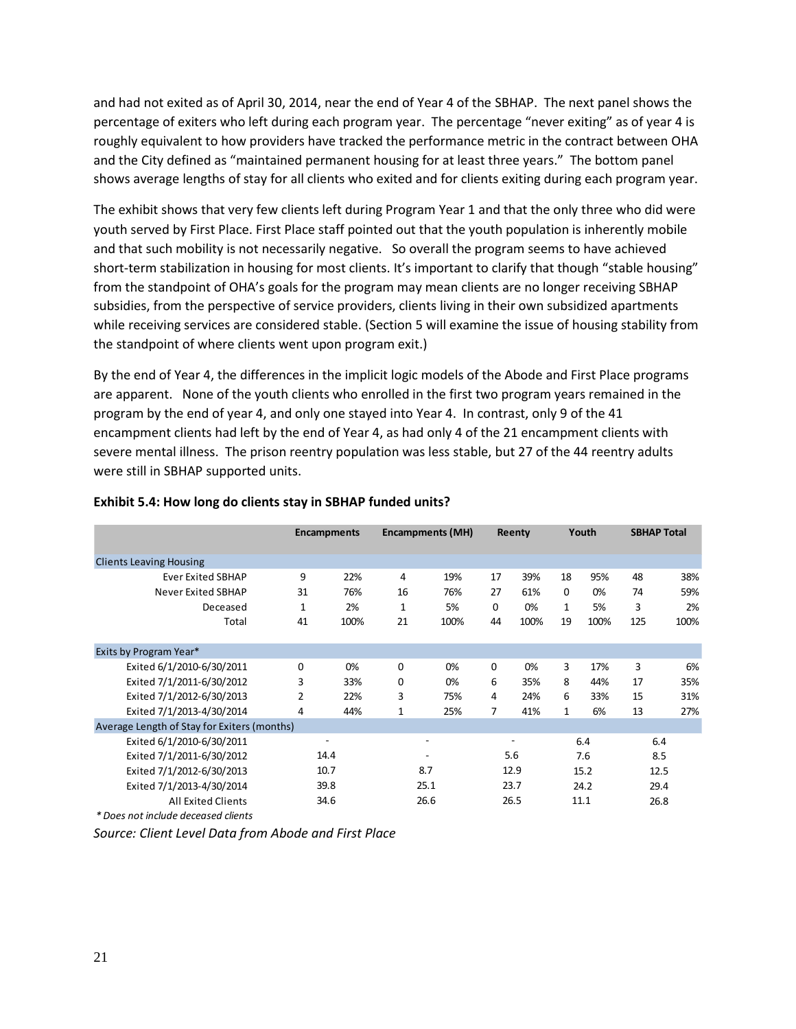and had not exited as of April 30, 2014, near the end of Year 4 of the SBHAP. The next panel shows the percentage of exiters who left during each program year. The percentage "never exiting" as of year 4 is roughly equivalent to how providers have tracked the performance metric in the contract between OHA and the City defined as "maintained permanent housing for at least three years." The bottom panel shows average lengths of stay for all clients who exited and for clients exiting during each program year.

The exhibit shows that very few clients left during Program Year 1 and that the only three who did were youth served by First Place. First Place staff pointed out that the youth population is inherently mobile and that such mobility is not necessarily negative. So overall the program seems to have achieved short-term stabilization in housing for most clients. It's important to clarify that though "stable housing" from the standpoint of OHA's goals for the program may mean clients are no longer receiving SBHAP subsidies, from the perspective of service providers, clients living in their own subsidized apartments while receiving services are considered stable. (Section 5 will examine the issue of housing stability from the standpoint of where clients went upon program exit.)

By the end of Year 4, the differences in the implicit logic models of the Abode and First Place programs are apparent. None of the youth clients who enrolled in the first two program years remained in the program by the end of year 4, and only one stayed into Year 4. In contrast, only 9 of the 41 encampment clients had left by the end of Year 4, as had only 4 of the 21 encampment clients with severe mental illness. The prison reentry population was less stable, but 27 of the 44 reentry adults were still in SBHAP supported units.

**Exhibit 5.4: How long do clients stay in SBHAP funded units?**

| | Encampments | | Encampments (MH) | | Reenty | | Youth | | SBHAP Total | |
|---|---|---|---|---|---|---|---|---|---|---|
| **Clients Leaving Housing** | | | | | | | | | | |
| Ever Exited SBHAP | 9 | 22% | 4 | 19% | 17 | 39% | 18 | 95% | 48 | 38% |
| Never Exited SBHAP | 31 | 76% | 16 | 76% | 27 | 61% | 0 | 0% | 74 | 59% |
| Deceased | 1 | 2% | 1 | 5% | 0 | 0% | 1 | 5% | 3 | 2% |
| Total | 41 | 100% | 21 | 100% | 44 | 100% | 19 | 100% | 125 | 100% |
| **Exits by Program Year*** | | | | | | | | | | |
| Exited 6/1/2010-6/30/2011 | 0 | 0% | 0 | 0% | 0 | 0% | 3 | 17% | 3 | 6% |
| Exited 7/1/2011-6/30/2012 | 3 | 33% | 0 | 0% | 6 | 35% | 8 | 44% | 17 | 35% |
| Exited 7/1/2012-6/30/2013 | 2 | 22% | 3 | 75% | 4 | 24% | 6 | 33% | 15 | 31% |
| Exited 7/1/2013-4/30/2014 | 4 | 44% | 1 | 25% | 7 | 41% | 1 | 6% | 13 | 27% |
| **Average Length of Stay for Exiters (months)** | | | | | | | | | | |
| Exited 6/1/2010-6/30/2011 | - | | - | | - | | 6.4 | | 6.4 | |
| Exited 7/1/2011-6/30/2012 | 14.4 | | - | | 5.6 | | 7.6 | | 8.5 | |
| Exited 7/1/2012-6/30/2013 | 10.7 | | 8.7 | | 12.9 | | 15.2 | | 12.5 | |
| Exited 7/1/2013-4/30/2014 | 39.8 | | 25.1 | | 23.7 | | 24.2 | | 29.4 | |
| All Exited Clients | 34.6 | | 26.6 | | 26.5 | | 11.1 | | 26.8 | |

*\* Does not include deceased clients*

*Source: Client Level Data from Abode and First Place*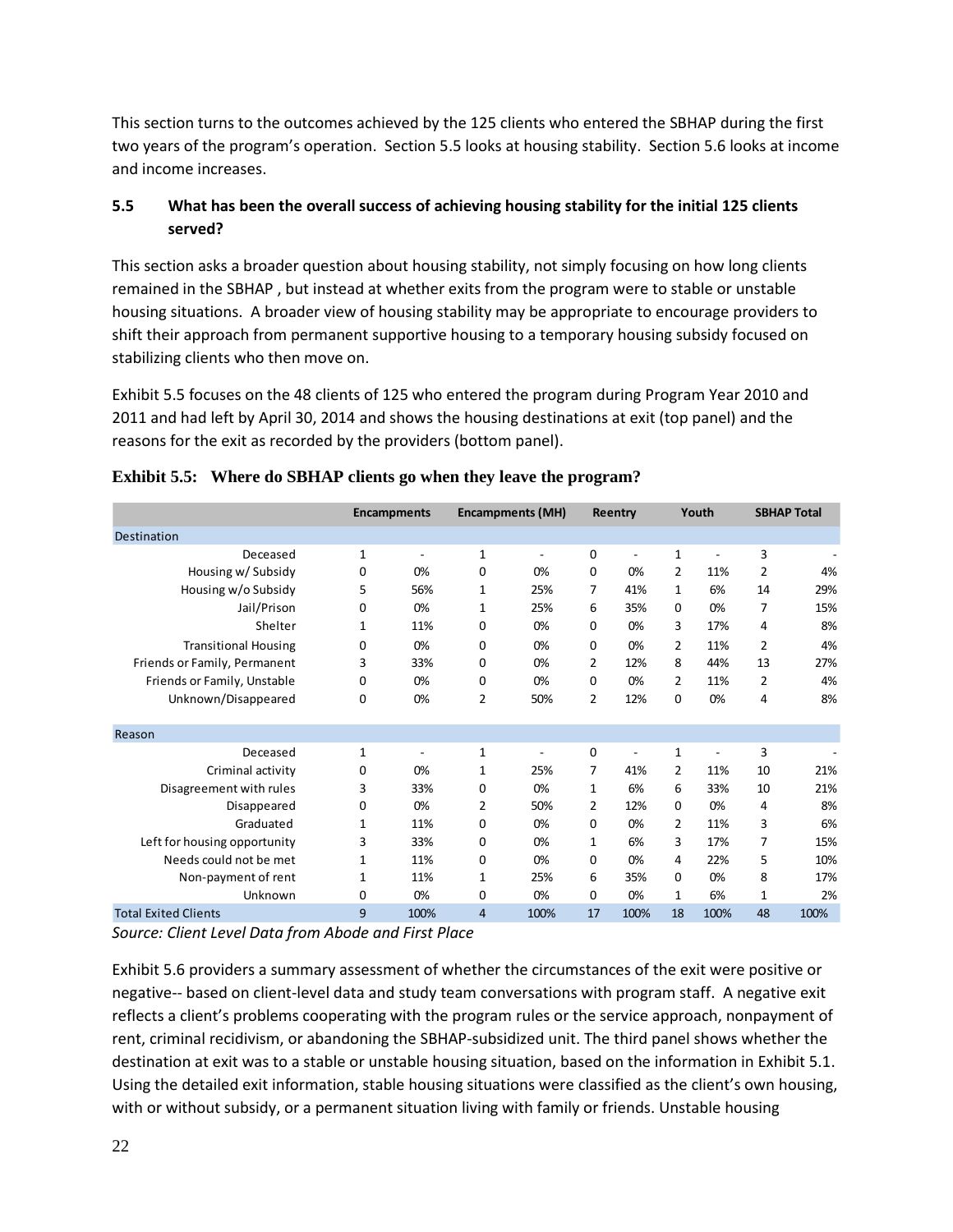This section turns to the outcomes achieved by the 125 clients who entered the SBHAP during the first two years of the program's operation. Section 5.5 looks at housing stability. Section 5.6 looks at income and income increases.

### 5.5 What has been the overall success of achieving housing stability for the initial 125 clients served?

This section asks a broader question about housing stability, not simply focusing on how long clients remained in the SBHAP , but instead at whether exits from the program were to stable or unstable housing situations. A broader view of housing stability may be appropriate to encourage providers to shift their approach from permanent supportive housing to a temporary housing subsidy focused on stabilizing clients who then move on.

Exhibit 5.5 focuses on the 48 clients of 125 who entered the program during Program Year 2010 and 2011 and had left by April 30, 2014 and shows the housing destinations at exit (top panel) and the reasons for the exit as recorded by the providers (bottom panel).

**Exhibit 5.5: Where do SBHAP clients go when they leave the program?**

| | Encampments | | Encampments (MH) | | Reentry | | Youth | | SBHAP Total | |
|---|---|---|---|---|---|---|---|---|---|---|
| **Destination** | | | | | | | | | | |
| Deceased | 1 | - | 1 | - | 0 | - | 1 | - | 3 | - |
| Housing w/ Subsidy | 0 | 0% | 0 | 0% | 0 | 0% | 2 | 11% | 2 | 4% |
| Housing w/o Subsidy | 5 | 56% | 1 | 25% | 7 | 41% | 1 | 6% | 14 | 29% |
| Jail/Prison | 0 | 0% | 1 | 25% | 6 | 35% | 0 | 0% | 7 | 15% |
| Shelter | 1 | 11% | 0 | 0% | 0 | 0% | 3 | 17% | 4 | 8% |
| Transitional Housing | 0 | 0% | 0 | 0% | 0 | 0% | 2 | 11% | 2 | 4% |
| Friends or Family, Permanent | 3 | 33% | 0 | 0% | 2 | 12% | 8 | 44% | 13 | 27% |
| Friends or Family, Unstable | 0 | 0% | 0 | 0% | 0 | 0% | 2 | 11% | 2 | 4% |
| Unknown/Disappeared | 0 | 0% | 2 | 50% | 2 | 12% | 0 | 0% | 4 | 8% |
| **Reason** | | | | | | | | | | |
| Deceased | 1 | - | 1 | - | 0 | - | 1 | - | 3 | - |
| Criminal activity | 0 | 0% | 1 | 25% | 7 | 41% | 2 | 11% | 10 | 21% |
| Disagreement with rules | 3 | 33% | 0 | 0% | 1 | 6% | 6 | 33% | 10 | 21% |
| Disappeared | 0 | 0% | 2 | 50% | 2 | 12% | 0 | 0% | 4 | 8% |
| Graduated | 1 | 11% | 0 | 0% | 0 | 0% | 2 | 11% | 3 | 6% |
| Left for housing opportunity | 3 | 33% | 0 | 0% | 1 | 6% | 3 | 17% | 7 | 15% |
| Needs could not be met | 1 | 11% | 0 | 0% | 0 | 0% | 4 | 22% | 5 | 10% |
| Non-payment of rent | 1 | 11% | 1 | 25% | 6 | 35% | 0 | 0% | 8 | 17% |
| Unknown | 0 | 0% | 0 | 0% | 0 | 0% | 1 | 6% | 1 | 2% |
| **Total Exited Clients** | 9 | 100% | 4 | 100% | 17 | 100% | 18 | 100% | 48 | 100% |

*Source: Client Level Data from Abode and First Place*

Exhibit 5.6 providers a summary assessment of whether the circumstances of the exit were positive or negative-- based on client-level data and study team conversations with program staff. A negative exit reflects a client's problems cooperating with the program rules or the service approach, nonpayment of rent, criminal recidivism, or abandoning the SBHAP-subsidized unit. The third panel shows whether the destination at exit was to a stable or unstable housing situation, based on the information in Exhibit 5.1. Using the detailed exit information, stable housing situations were classified as the client's own housing, with or without subsidy, or a permanent situation living with family or friends. Unstable housing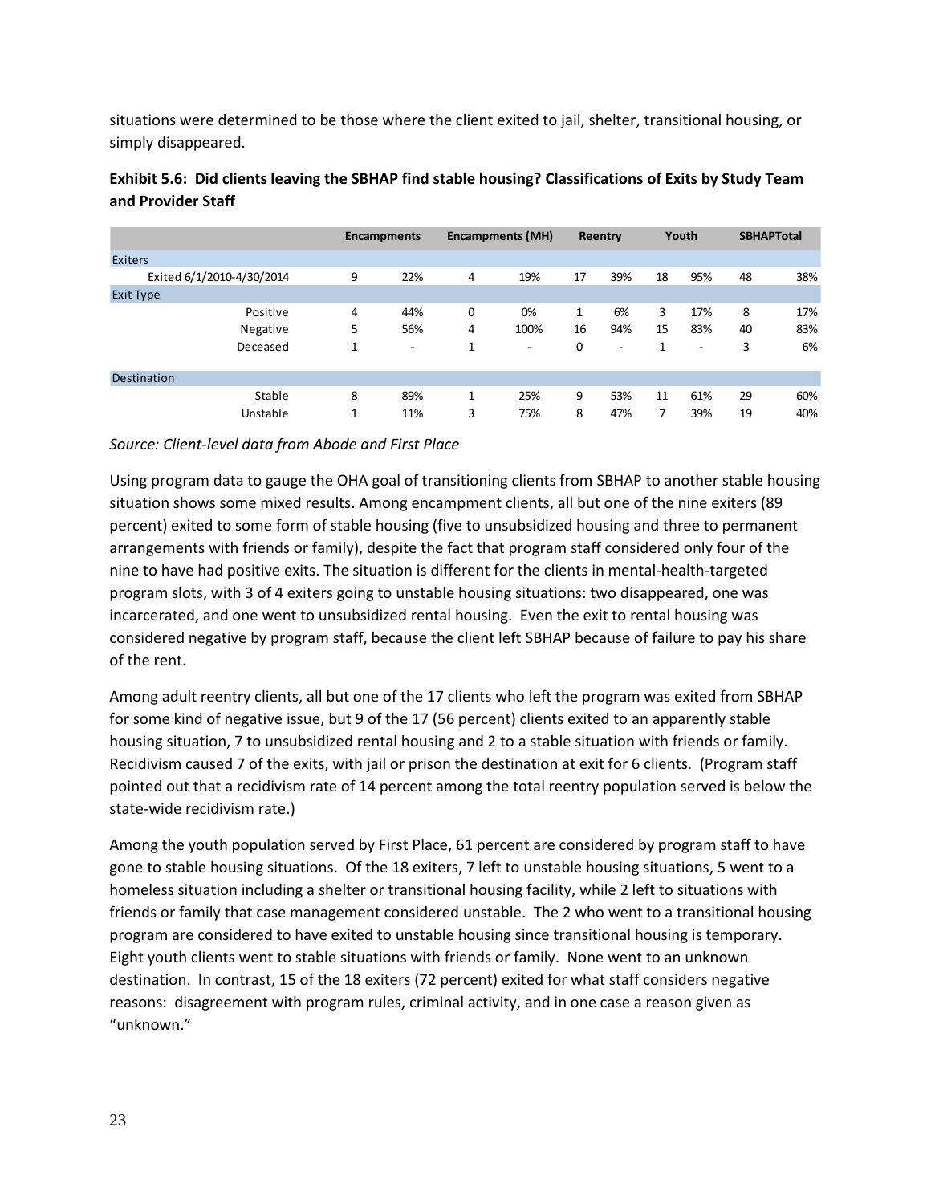situations were determined to be those where the client exited to jail, shelter, transitional housing, or simply disappeared.

**Exhibit 5.6: Did clients leaving the SBHAP find stable housing? Classifications of Exits by Study Team and Provider Staff**

| | Encampments | | Encampments (MH) | | Reentry | | Youth | | SBHAPTotal | |
|---|---|---|---|---|---|---|---|---|---|---|
| **Exiters** | | | | | | | | | | |
| Exited 6/1/2010-4/30/2014 | 9 | 22% | 4 | 19% | 17 | 39% | 18 | 95% | 48 | 38% |
| **Exit Type** | | | | | | | | | | |
| Positive | 4 | 44% | 0 | 0% | 1 | 6% | 3 | 17% | 8 | 17% |
| Negative | 5 | 56% | 4 | 100% | 16 | 94% | 15 | 83% | 40 | 83% |
| Deceased | 1 | - | 1 | - | 0 | - | 1 | - | 3 | 6% |
| **Destination** | | | | | | | | | | |
| Stable | 8 | 89% | 1 | 25% | 9 | 53% | 11 | 61% | 29 | 60% |
| Unstable | 1 | 11% | 3 | 75% | 8 | 47% | 7 | 39% | 19 | 40% |

*Source: Client-level data from Abode and First Place*

Using program data to gauge the OHA goal of transitioning clients from SBHAP to another stable housing situation shows some mixed results. Among encampment clients, all but one of the nine exiters (89 percent) exited to some form of stable housing (five to unsubsidized housing and three to permanent arrangements with friends or family), despite the fact that program staff considered only four of the nine to have had positive exits. The situation is different for the clients in mental-health-targeted program slots, with 3 of 4 exiters going to unstable housing situations: two disappeared, one was incarcerated, and one went to unsubsidized rental housing. Even the exit to rental housing was considered negative by program staff, because the client left SBHAP because of failure to pay his share of the rent.

Among adult reentry clients, all but one of the 17 clients who left the program was exited from SBHAP for some kind of negative issue, but 9 of the 17 (56 percent) clients exited to an apparently stable housing situation, 7 to unsubsidized rental housing and 2 to a stable situation with friends or family. Recidivism caused 7 of the exits, with jail or prison the destination at exit for 6 clients. (Program staff pointed out that a recidivism rate of 14 percent among the total reentry population served is below the state-wide recidivism rate.)

Among the youth population served by First Place, 61 percent are considered by program staff to have gone to stable housing situations. Of the 18 exiters, 7 left to unstable housing situations, 5 went to a homeless situation including a shelter or transitional housing facility, while 2 left to situations with friends or family that case management considered unstable. The 2 who went to a transitional housing program are considered to have exited to unstable housing since transitional housing is temporary. Eight youth clients went to stable situations with friends or family. None went to an unknown destination. In contrast, 15 of the 18 exiters (72 percent) exited for what staff considers negative reasons: disagreement with program rules, criminal activity, and in one case a reason given as "unknown."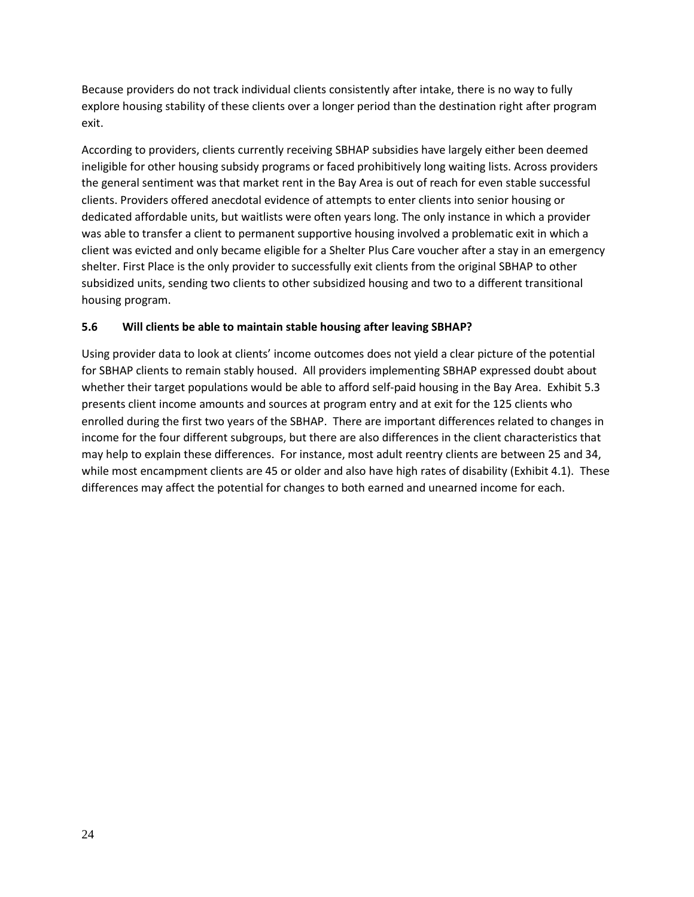Because providers do not track individual clients consistently after intake, there is no way to fully explore housing stability of these clients over a longer period than the destination right after program exit.

According to providers, clients currently receiving SBHAP subsidies have largely either been deemed ineligible for other housing subsidy programs or faced prohibitively long waiting lists. Across providers the general sentiment was that market rent in the Bay Area is out of reach for even stable successful clients. Providers offered anecdotal evidence of attempts to enter clients into senior housing or dedicated affordable units, but waitlists were often years long. The only instance in which a provider was able to transfer a client to permanent supportive housing involved a problematic exit in which a client was evicted and only became eligible for a Shelter Plus Care voucher after a stay in an emergency shelter. First Place is the only provider to successfully exit clients from the original SBHAP to other subsidized units, sending two clients to other subsidized housing and two to a different transitional housing program.

### 5.6 Will clients be able to maintain stable housing after leaving SBHAP?

Using provider data to look at clients' income outcomes does not yield a clear picture of the potential for SBHAP clients to remain stably housed. All providers implementing SBHAP expressed doubt about whether their target populations would be able to afford self-paid housing in the Bay Area. Exhibit 5.3 presents client income amounts and sources at program entry and at exit for the 125 clients who enrolled during the first two years of the SBHAP. There are important differences related to changes in income for the four different subgroups, but there are also differences in the client characteristics that may help to explain these differences. For instance, most adult reentry clients are between 25 and 34, while most encampment clients are 45 or older and also have high rates of disability (Exhibit 4.1). These differences may affect the potential for changes to both earned and unearned income for each.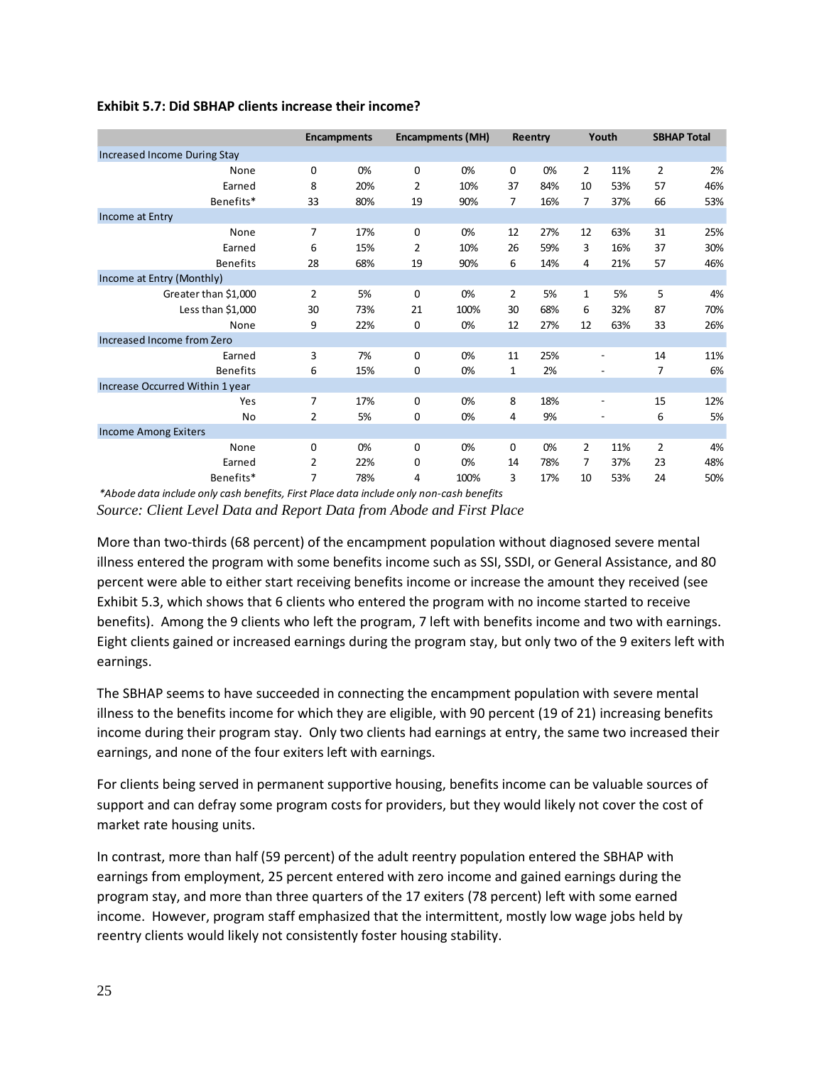**Exhibit 5.7: Did SBHAP clients increase their income?**

| | Encampments | | Encampments (MH) | | Reentry | | Youth | | SBHAP Total | |
|---|---|---|---|---|---|---|---|---|---|---|
| Increased Income During Stay | | | | | | | | | | |
| None | 0 | 0% | 0 | 0% | 0 | 0% | 2 | 11% | 2 | 2% |
| Earned | 8 | 20% | 2 | 10% | 37 | 84% | 10 | 53% | 57 | 46% |
| Benefits* | 33 | 80% | 19 | 90% | 7 | 16% | 7 | 37% | 66 | 53% |
| Income at Entry | | | | | | | | | | |
| None | 7 | 17% | 0 | 0% | 12 | 27% | 12 | 63% | 31 | 25% |
| Earned | 6 | 15% | 2 | 10% | 26 | 59% | 3 | 16% | 37 | 30% |
| Benefits | 28 | 68% | 19 | 90% | 6 | 14% | 4 | 21% | 57 | 46% |
| Income at Entry (Monthly) | | | | | | | | | | |
| Greater than $1,000 | 2 | 5% | 0 | 0% | 2 | 5% | 1 | 5% | 5 | 4% |
| Less than $1,000 | 30 | 73% | 21 | 100% | 30 | 68% | 6 | 32% | 87 | 70% |
| None | 9 | 22% | 0 | 0% | 12 | 27% | 12 | 63% | 33 | 26% |
| Increased Income from Zero | | | | | | | | | | |
| Earned | 3 | 7% | 0 | 0% | 11 | 25% | - | | 14 | 11% |
| Benefits | 6 | 15% | 0 | 0% | 1 | 2% | - | | 7 | 6% |
| Increase Occurred Within 1 year | | | | | | | | | | |
| Yes | 7 | 17% | 0 | 0% | 8 | 18% | - | | 15 | 12% |
| No | 2 | 5% | 0 | 0% | 4 | 9% | - | | 6 | 5% |
| Income Among Exiters | | | | | | | | | | |
| None | 0 | 0% | 0 | 0% | 0 | 0% | 2 | 11% | 2 | 4% |
| Earned | 2 | 22% | 0 | 0% | 14 | 78% | 7 | 37% | 23 | 48% |
| Benefits* | 7 | 78% | 4 | 100% | 3 | 17% | 10 | 53% | 24 | 50% |

*Abode data include only cash benefits, First Place data include only non-cash benefits*

*Source: Client Level Data and Report Data from Abode and First Place*

More than two-thirds (68 percent) of the encampment population without diagnosed severe mental illness entered the program with some benefits income such as SSI, SSDI, or General Assistance, and 80 percent were able to either start receiving benefits income or increase the amount they received (see Exhibit 5.3, which shows that 6 clients who entered the program with no income started to receive benefits). Among the 9 clients who left the program, 7 left with benefits income and two with earnings. Eight clients gained or increased earnings during the program stay, but only two of the 9 exiters left with earnings.

The SBHAP seems to have succeeded in connecting the encampment population with severe mental illness to the benefits income for which they are eligible, with 90 percent (19 of 21) increasing benefits income during their program stay. Only two clients had earnings at entry, the same two increased their earnings, and none of the four exiters left with earnings.

For clients being served in permanent supportive housing, benefits income can be valuable sources of support and can defray some program costs for providers, but they would likely not cover the cost of market rate housing units.

In contrast, more than half (59 percent) of the adult reentry population entered the SBHAP with earnings from employment, 25 percent entered with zero income and gained earnings during the program stay, and more than three quarters of the 17 exiters (78 percent) left with some earned income. However, program staff emphasized that the intermittent, mostly low wage jobs held by reentry clients would likely not consistently foster housing stability.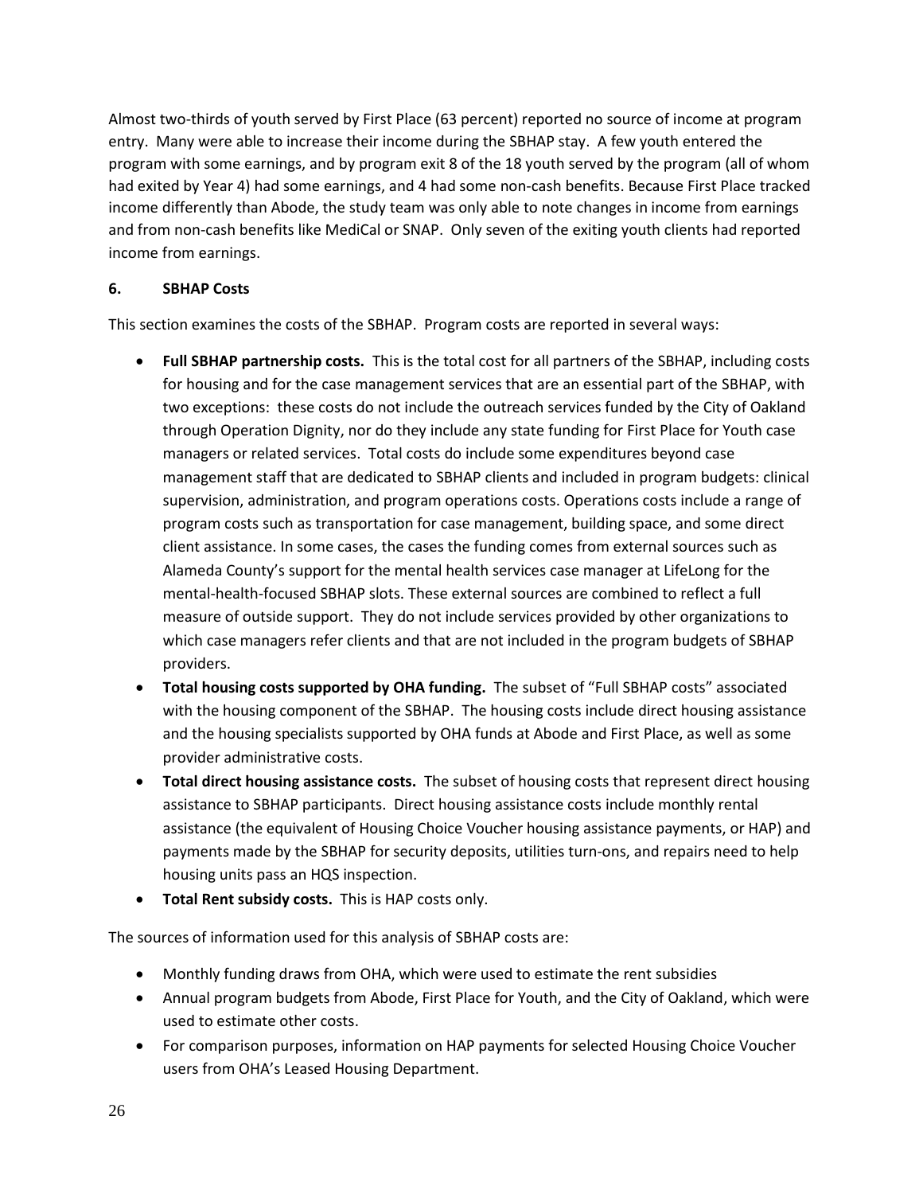Almost two-thirds of youth served by First Place (63 percent) reported no source of income at program entry. Many were able to increase their income during the SBHAP stay. A few youth entered the program with some earnings, and by program exit 8 of the 18 youth served by the program (all of whom had exited by Year 4) had some earnings, and 4 had some non-cash benefits. Because First Place tracked income differently than Abode, the study team was only able to note changes in income from earnings and from non-cash benefits like MediCal or SNAP. Only seven of the exiting youth clients had reported income from earnings.

### 6. SBHAP Costs

This section examines the costs of the SBHAP. Program costs are reported in several ways:

- **Full SBHAP partnership costs.** This is the total cost for all partners of the SBHAP, including costs for housing and for the case management services that are an essential part of the SBHAP, with two exceptions: these costs do not include the outreach services funded by the City of Oakland through Operation Dignity, nor do they include any state funding for First Place for Youth case managers or related services. Total costs do include some expenditures beyond case management staff that are dedicated to SBHAP clients and included in program budgets: clinical supervision, administration, and program operations costs. Operations costs include a range of program costs such as transportation for case management, building space, and some direct client assistance. In some cases, the cases the funding comes from external sources such as Alameda County's support for the mental health services case manager at LifeLong for the mental-health-focused SBHAP slots. These external sources are combined to reflect a full measure of outside support. They do not include services provided by other organizations to which case managers refer clients and that are not included in the program budgets of SBHAP providers.
- **Total housing costs supported by OHA funding.** The subset of "Full SBHAP costs" associated with the housing component of the SBHAP. The housing costs include direct housing assistance and the housing specialists supported by OHA funds at Abode and First Place, as well as some provider administrative costs.
- **Total direct housing assistance costs.** The subset of housing costs that represent direct housing assistance to SBHAP participants. Direct housing assistance costs include monthly rental assistance (the equivalent of Housing Choice Voucher housing assistance payments, or HAP) and payments made by the SBHAP for security deposits, utilities turn-ons, and repairs need to help housing units pass an HQS inspection.
- **Total Rent subsidy costs.** This is HAP costs only.

The sources of information used for this analysis of SBHAP costs are:

- Monthly funding draws from OHA, which were used to estimate the rent subsidies
- Annual program budgets from Abode, First Place for Youth, and the City of Oakland, which were used to estimate other costs.
- For comparison purposes, information on HAP payments for selected Housing Choice Voucher users from OHA's Leased Housing Department.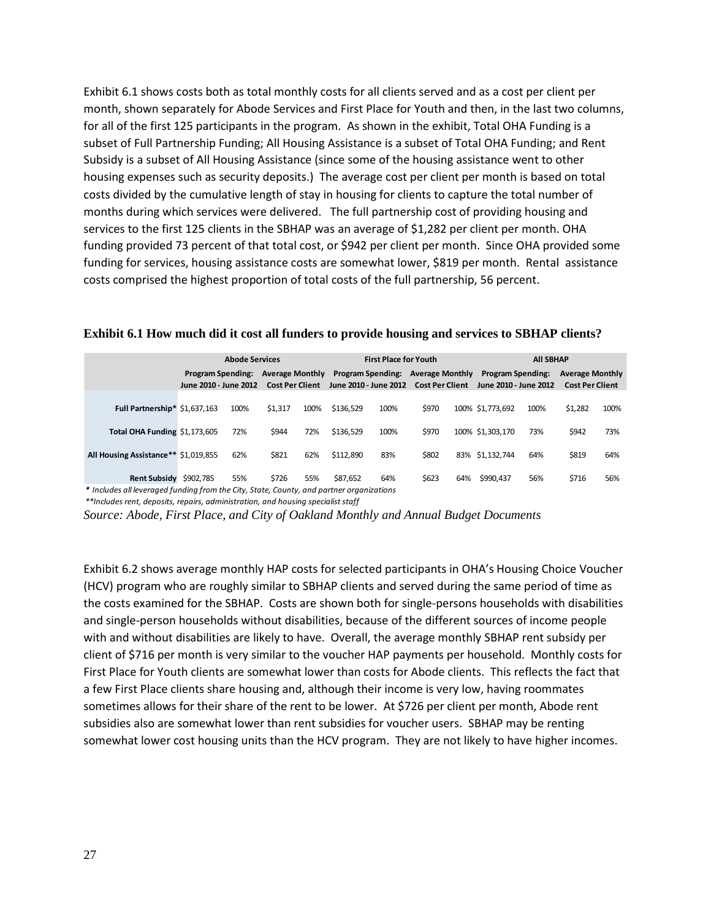Exhibit 6.1 shows costs both as total monthly costs for all clients served and as a cost per client per month, shown separately for Abode Services and First Place for Youth and then, in the last two columns, for all of the first 125 participants in the program. As shown in the exhibit, Total OHA Funding is a subset of Full Partnership Funding; All Housing Assistance is a subset of Total OHA Funding; and Rent Subsidy is a subset of All Housing Assistance (since some of the housing assistance went to other housing expenses such as security deposits.) The average cost per client per month is based on total costs divided by the cumulative length of stay in housing for clients to capture the total number of months during which services were delivered. The full partnership cost of providing housing and services to the first 125 clients in the SBHAP was an average of $1,282 per client per month. OHA funding provided 73 percent of that total cost, or $942 per client per month. Since OHA provided some funding for services, housing assistance costs are somewhat lower, $819 per month. Rental assistance costs comprised the highest proportion of total costs of the full partnership, 56 percent.

**Exhibit 6.1 How much did it cost all funders to provide housing and services to SBHAP clients?**

| | Abode Services | | | | First Place for Youth | | | | All SBHAP | | | |
|---|---|---|---|---|---|---|---|---|---|---|---|---|
| | Program Spending: June 2010 - June 2012 | | Average Monthly Cost Per Client | | Program Spending: June 2010 - June 2012 | | Average Monthly Cost Per Client | | Program Spending: June 2010 - June 2012 | | Average Monthly Cost Per Client | |
| Full Partnership* | $1,637,163 | 100% | $1,317 | 100% | $136,529 | 100% | $970 | 100% | $1,773,692 | 100% | $1,282 | 100% |
| Total OHA Funding | $1,173,605 | 72% | $944 | 72% | $136,529 | 100% | $970 | 100% | $1,303,170 | 73% | $942 | 73% |
| All Housing Assistance** | $1,019,855 | 62% | $821 | 62% | $112,890 | 83% | $802 | 83% | $1,132,744 | 64% | $819 | 64% |
| Rent Subsidy | $902,785 | 55% | $726 | 55% | $87,652 | 64% | $623 | 64% | $990,437 | 56% | $716 | 56% |

*\* Includes all leveraged funding from the City, State, County, and partner organizations*

*\*\*Includes rent, deposits, repairs, administration, and housing specialist staff*

*Source: Abode, First Place, and City of Oakland Monthly and Annual Budget Documents*

Exhibit 6.2 shows average monthly HAP costs for selected participants in OHA's Housing Choice Voucher (HCV) program who are roughly similar to SBHAP clients and served during the same period of time as the costs examined for the SBHAP. Costs are shown both for single-persons households with disabilities and single-person households without disabilities, because of the different sources of income people with and without disabilities are likely to have. Overall, the average monthly SBHAP rent subsidy per client of $716 per month is very similar to the voucher HAP payments per household. Monthly costs for First Place for Youth clients are somewhat lower than costs for Abode clients. This reflects the fact that a few First Place clients share housing and, although their income is very low, having roommates sometimes allows for their share of the rent to be lower. At $726 per client per month, Abode rent subsidies also are somewhat lower than rent subsidies for voucher users. SBHAP may be renting somewhat lower cost housing units than the HCV program. They are not likely to have higher incomes.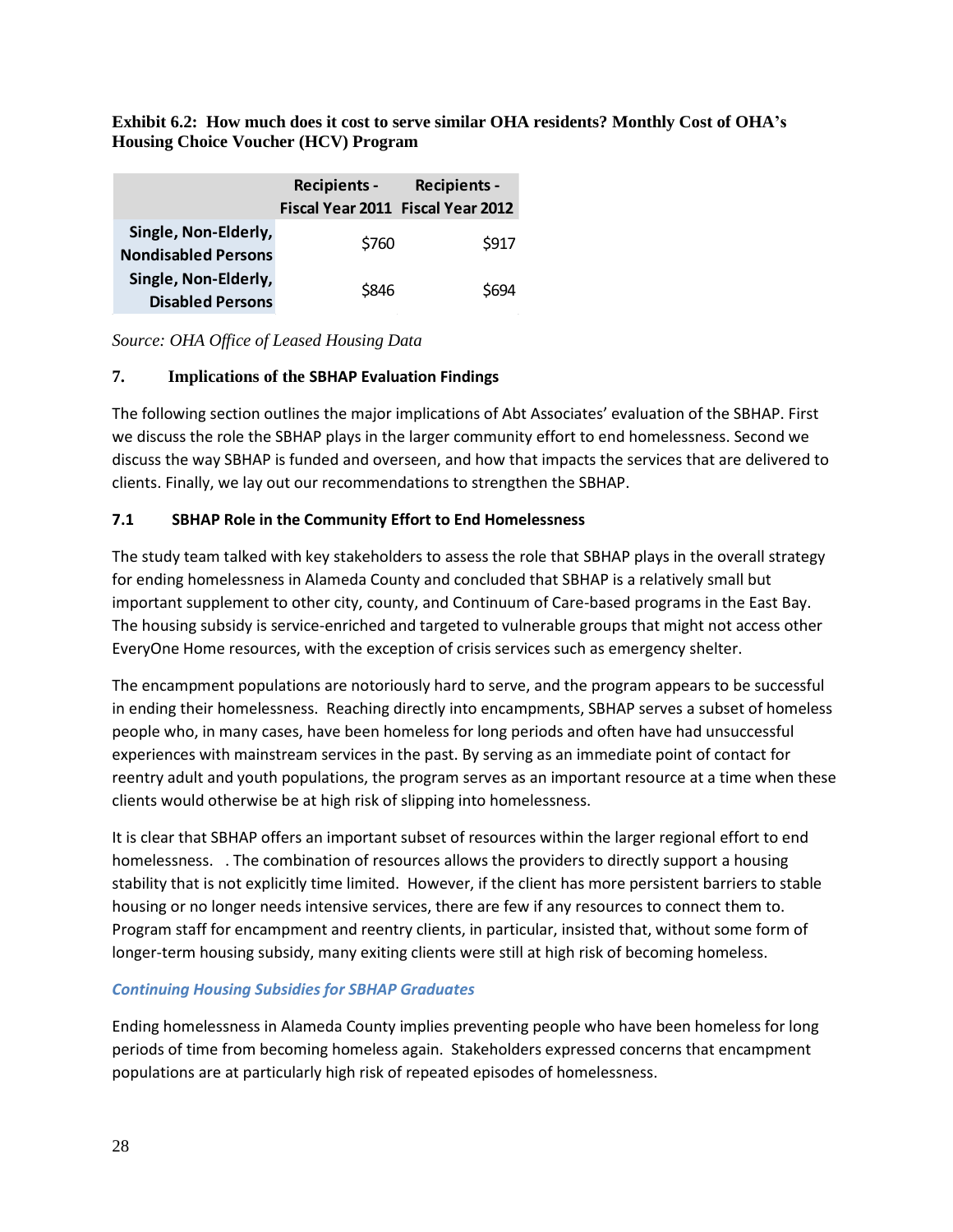**Exhibit 6.2: How much does it cost to serve similar OHA residents? Monthly Cost of OHA's Housing Choice Voucher (HCV) Program**

| | Recipients - Fiscal Year 2011 | Recipients - Fiscal Year 2012 |
|---|---|---|
| Single, Non-Elderly, Nondisabled Persons | $760 | $917 |
| Single, Non-Elderly, Disabled Persons | $846 | $694 |

*Source: OHA Office of Leased Housing Data*

## 7. Implications of the SBHAP Evaluation Findings

The following section outlines the major implications of Abt Associates' evaluation of the SBHAP. First we discuss the role the SBHAP plays in the larger community effort to end homelessness. Second we discuss the way SBHAP is funded and overseen, and how that impacts the services that are delivered to clients. Finally, we lay out our recommendations to strengthen the SBHAP.

### 7.1 SBHAP Role in the Community Effort to End Homelessness

The study team talked with key stakeholders to assess the role that SBHAP plays in the overall strategy for ending homelessness in Alameda County and concluded that SBHAP is a relatively small but important supplement to other city, county, and Continuum of Care-based programs in the East Bay. The housing subsidy is service-enriched and targeted to vulnerable groups that might not access other EveryOne Home resources, with the exception of crisis services such as emergency shelter.

The encampment populations are notoriously hard to serve, and the program appears to be successful in ending their homelessness. Reaching directly into encampments, SBHAP serves a subset of homeless people who, in many cases, have been homeless for long periods and often have had unsuccessful experiences with mainstream services in the past. By serving as an immediate point of contact for reentry adult and youth populations, the program serves as an important resource at a time when these clients would otherwise be at high risk of slipping into homelessness.

It is clear that SBHAP offers an important subset of resources within the larger regional effort to end homelessness. . The combination of resources allows the providers to directly support a housing stability that is not explicitly time limited. However, if the client has more persistent barriers to stable housing or no longer needs intensive services, there are few if any resources to connect them to. Program staff for encampment and reentry clients, in particular, insisted that, without some form of longer-term housing subsidy, many exiting clients were still at high risk of becoming homeless.

#### *Continuing Housing Subsidies for SBHAP Graduates*

Ending homelessness in Alameda County implies preventing people who have been homeless for long periods of time from becoming homeless again. Stakeholders expressed concerns that encampment populations are at particularly high risk of repeated episodes of homelessness.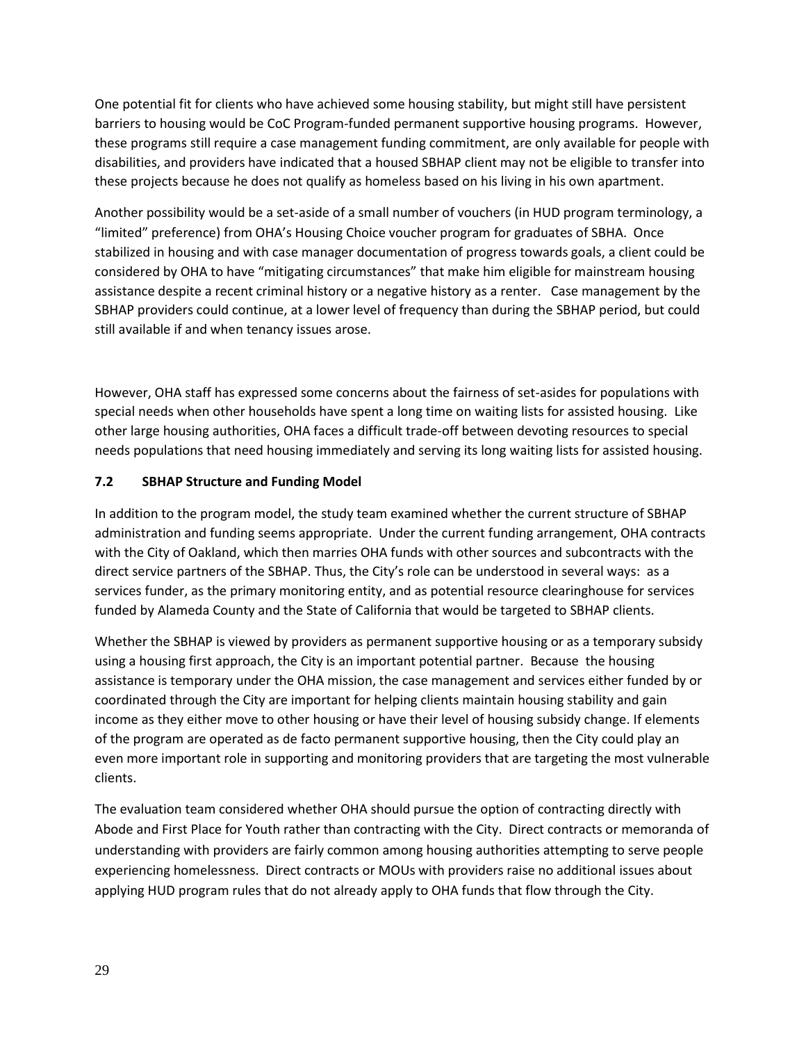One potential fit for clients who have achieved some housing stability, but might still have persistent barriers to housing would be CoC Program-funded permanent supportive housing programs. However, these programs still require a case management funding commitment, are only available for people with disabilities, and providers have indicated that a housed SBHAP client may not be eligible to transfer into these projects because he does not qualify as homeless based on his living in his own apartment.

Another possibility would be a set-aside of a small number of vouchers (in HUD program terminology, a "limited" preference) from OHA's Housing Choice voucher program for graduates of SBHA. Once stabilized in housing and with case manager documentation of progress towards goals, a client could be considered by OHA to have "mitigating circumstances" that make him eligible for mainstream housing assistance despite a recent criminal history or a negative history as a renter. Case management by the SBHAP providers could continue, at a lower level of frequency than during the SBHAP period, but could still available if and when tenancy issues arose.

However, OHA staff has expressed some concerns about the fairness of set-asides for populations with special needs when other households have spent a long time on waiting lists for assisted housing. Like other large housing authorities, OHA faces a difficult trade-off between devoting resources to special needs populations that need housing immediately and serving its long waiting lists for assisted housing.

### 7.2 SBHAP Structure and Funding Model

In addition to the program model, the study team examined whether the current structure of SBHAP administration and funding seems appropriate. Under the current funding arrangement, OHA contracts with the City of Oakland, which then marries OHA funds with other sources and subcontracts with the direct service partners of the SBHAP. Thus, the City's role can be understood in several ways: as a services funder, as the primary monitoring entity, and as potential resource clearinghouse for services funded by Alameda County and the State of California that would be targeted to SBHAP clients.

Whether the SBHAP is viewed by providers as permanent supportive housing or as a temporary subsidy using a housing first approach, the City is an important potential partner. Because the housing assistance is temporary under the OHA mission, the case management and services either funded by or coordinated through the City are important for helping clients maintain housing stability and gain income as they either move to other housing or have their level of housing subsidy change. If elements of the program are operated as de facto permanent supportive housing, then the City could play an even more important role in supporting and monitoring providers that are targeting the most vulnerable clients.

The evaluation team considered whether OHA should pursue the option of contracting directly with Abode and First Place for Youth rather than contracting with the City. Direct contracts or memoranda of understanding with providers are fairly common among housing authorities attempting to serve people experiencing homelessness. Direct contracts or MOUs with providers raise no additional issues about applying HUD program rules that do not already apply to OHA funds that flow through the City.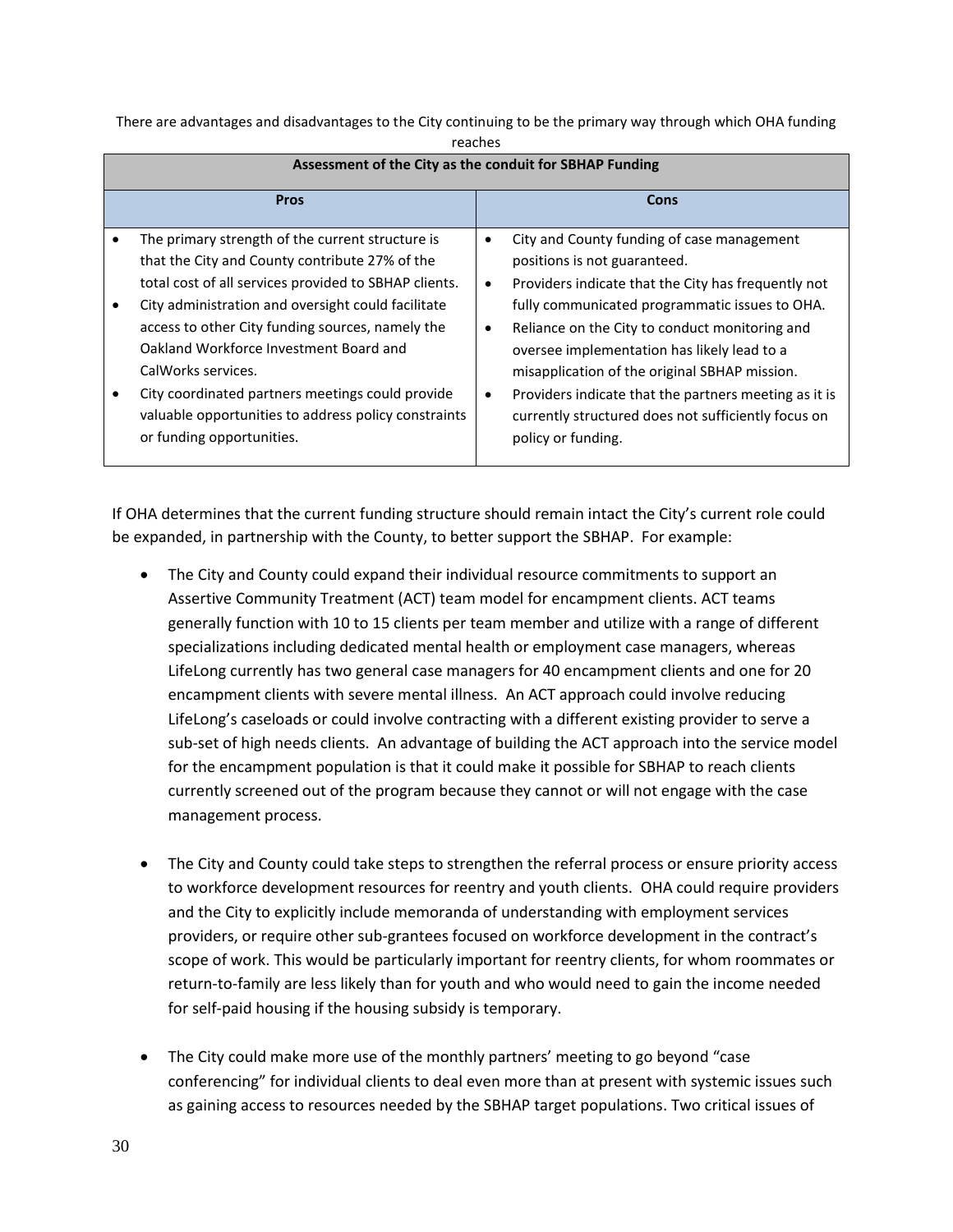There are advantages and disadvantages to the City continuing to be the primary way through which OHA funding reaches

| Assessment of the City as the conduit for SBHAP Funding | |
|---|---|
| **Pros** | **Cons** |
| • The primary strength of the current structure is that the City and County contribute 27% of the total cost of all services provided to SBHAP clients.<br>• City administration and oversight could facilitate access to other City funding sources, namely the Oakland Workforce Investment Board and CalWorks services.<br>• City coordinated partners meetings could provide valuable opportunities to address policy constraints or funding opportunities. | • City and County funding of case management positions is not guaranteed.<br>• Providers indicate that the City has frequently not fully communicated programmatic issues to OHA.<br>• Reliance on the City to conduct monitoring and oversee implementation has likely lead to a misapplication of the original SBHAP mission.<br>• Providers indicate that the partners meeting as it is currently structured does not sufficiently focus on policy or funding. |

If OHA determines that the current funding structure should remain intact the City's current role could be expanded, in partnership with the County, to better support the SBHAP. For example:

- The City and County could expand their individual resource commitments to support an Assertive Community Treatment (ACT) team model for encampment clients. ACT teams generally function with 10 to 15 clients per team member and utilize with a range of different specializations including dedicated mental health or employment case managers, whereas LifeLong currently has two general case managers for 40 encampment clients and one for 20 encampment clients with severe mental illness. An ACT approach could involve reducing LifeLong's caseloads or could involve contracting with a different existing provider to serve a sub-set of high needs clients. An advantage of building the ACT approach into the service model for the encampment population is that it could make it possible for SBHAP to reach clients currently screened out of the program because they cannot or will not engage with the case management process.

- The City and County could take steps to strengthen the referral process or ensure priority access to workforce development resources for reentry and youth clients. OHA could require providers and the City to explicitly include memoranda of understanding with employment services providers, or require other sub-grantees focused on workforce development in the contract's scope of work. This would be particularly important for reentry clients, for whom roommates or return-to-family are less likely than for youth and who would need to gain the income needed for self-paid housing if the housing subsidy is temporary.

- The City could make more use of the monthly partners' meeting to go beyond "case conferencing" for individual clients to deal even more than at present with systemic issues such as gaining access to resources needed by the SBHAP target populations. Two critical issues of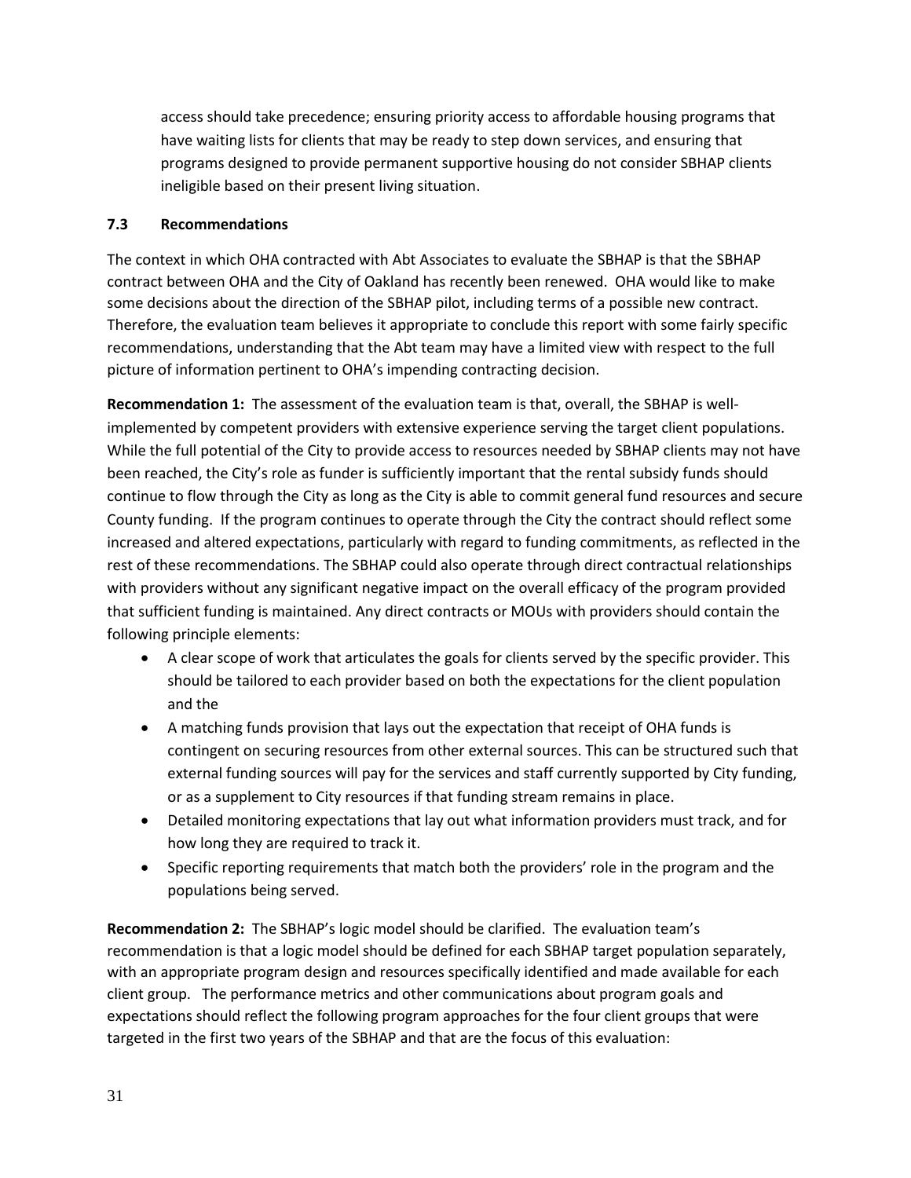access should take precedence; ensuring priority access to affordable housing programs that have waiting lists for clients that may be ready to step down services, and ensuring that programs designed to provide permanent supportive housing do not consider SBHAP clients ineligible based on their present living situation.

### 7.3 Recommendations

The context in which OHA contracted with Abt Associates to evaluate the SBHAP is that the SBHAP contract between OHA and the City of Oakland has recently been renewed. OHA would like to make some decisions about the direction of the SBHAP pilot, including terms of a possible new contract. Therefore, the evaluation team believes it appropriate to conclude this report with some fairly specific recommendations, understanding that the Abt team may have a limited view with respect to the full picture of information pertinent to OHA's impending contracting decision.

**Recommendation 1:** The assessment of the evaluation team is that, overall, the SBHAP is well-implemented by competent providers with extensive experience serving the target client populations. While the full potential of the City to provide access to resources needed by SBHAP clients may not have been reached, the City's role as funder is sufficiently important that the rental subsidy funds should continue to flow through the City as long as the City is able to commit general fund resources and secure County funding. If the program continues to operate through the City the contract should reflect some increased and altered expectations, particularly with regard to funding commitments, as reflected in the rest of these recommendations. The SBHAP could also operate through direct contractual relationships with providers without any significant negative impact on the overall efficacy of the program provided that sufficient funding is maintained. Any direct contracts or MOUs with providers should contain the following principle elements:

- A clear scope of work that articulates the goals for clients served by the specific provider. This should be tailored to each provider based on both the expectations for the client population and the
- A matching funds provision that lays out the expectation that receipt of OHA funds is contingent on securing resources from other external sources. This can be structured such that external funding sources will pay for the services and staff currently supported by City funding, or as a supplement to City resources if that funding stream remains in place.
- Detailed monitoring expectations that lay out what information providers must track, and for how long they are required to track it.
- Specific reporting requirements that match both the providers' role in the program and the populations being served.

**Recommendation 2:** The SBHAP's logic model should be clarified. The evaluation team's recommendation is that a logic model should be defined for each SBHAP target population separately, with an appropriate program design and resources specifically identified and made available for each client group. The performance metrics and other communications about program goals and expectations should reflect the following program approaches for the four client groups that were targeted in the first two years of the SBHAP and that are the focus of this evaluation: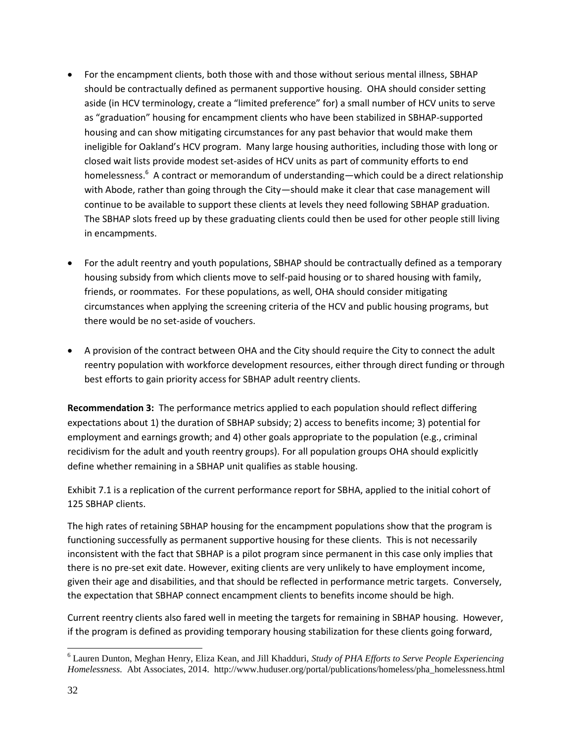- For the encampment clients, both those with and those without serious mental illness, SBHAP should be contractually defined as permanent supportive housing. OHA should consider setting aside (in HCV terminology, create a "limited preference" for) a small number of HCV units to serve as "graduation" housing for encampment clients who have been stabilized in SBHAP-supported housing and can show mitigating circumstances for any past behavior that would make them ineligible for Oakland's HCV program. Many large housing authorities, including those with long or closed wait lists provide modest set-asides of HCV units as part of community efforts to end homelessness.[6] A contract or memorandum of understanding—which could be a direct relationship with Abode, rather than going through the City—should make it clear that case management will continue to be available to support these clients at levels they need following SBHAP graduation. The SBHAP slots freed up by these graduating clients could then be used for other people still living in encampments.

- For the adult reentry and youth populations, SBHAP should be contractually defined as a temporary housing subsidy from which clients move to self-paid housing or to shared housing with family, friends, or roommates. For these populations, as well, OHA should consider mitigating circumstances when applying the screening criteria of the HCV and public housing programs, but there would be no set-aside of vouchers.

- A provision of the contract between OHA and the City should require the City to connect the adult reentry population with workforce development resources, either through direct funding or through best efforts to gain priority access for SBHAP adult reentry clients.

**Recommendation 3:** The performance metrics applied to each population should reflect differing expectations about 1) the duration of SBHAP subsidy; 2) access to benefits income; 3) potential for employment and earnings growth; and 4) other goals appropriate to the population (e.g., criminal recidivism for the adult and youth reentry groups). For all population groups OHA should explicitly define whether remaining in a SBHAP unit qualifies as stable housing.

Exhibit 7.1 is a replication of the current performance report for SBHA, applied to the initial cohort of 125 SBHAP clients.

The high rates of retaining SBHAP housing for the encampment populations show that the program is functioning successfully as permanent supportive housing for these clients. This is not necessarily inconsistent with the fact that SBHAP is a pilot program since permanent in this case only implies that there is no pre-set exit date. However, exiting clients are very unlikely to have employment income, given their age and disabilities, and that should be reflected in performance metric targets. Conversely, the expectation that SBHAP connect encampment clients to benefits income should be high.

Current reentry clients also fared well in meeting the targets for remaining in SBHAP housing. However, if the program is defined as providing temporary housing stabilization for these clients going forward,

---

[6] Lauren Dunton, Meghan Henry, Eliza Kean, and Jill Khadduri, *Study of PHA Efforts to Serve People Experiencing Homelessness.* Abt Associates, 2014. http://www.huduser.org/portal/publications/homeless/pha_homelessness.html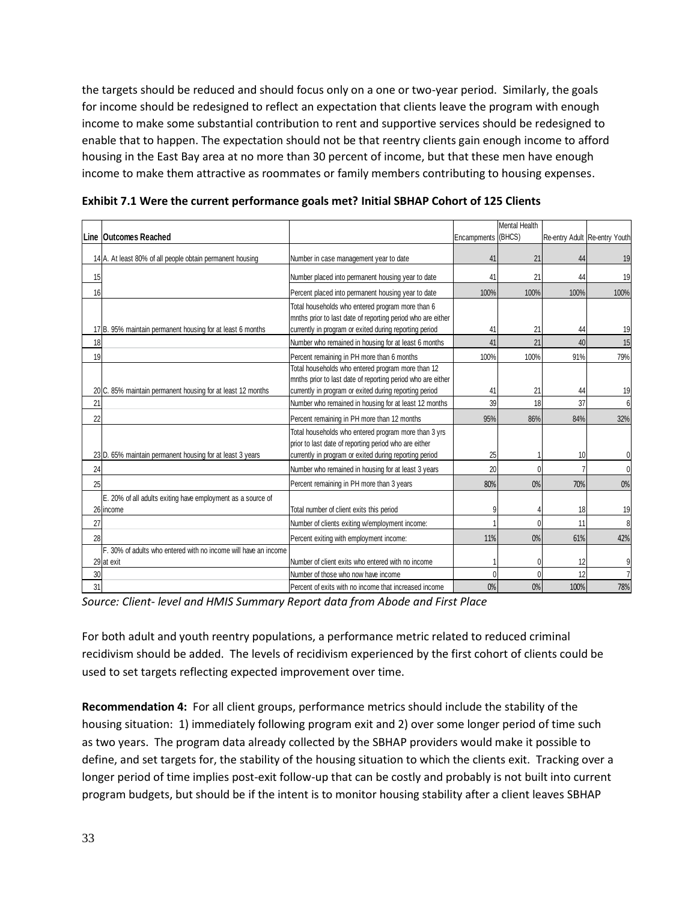the targets should be reduced and should focus only on a one or two-year period. Similarly, the goals for income should be redesigned to reflect an expectation that clients leave the program with enough income to make some substantial contribution to rent and supportive services should be redesigned to enable that to happen. The expectation should not be that reentry clients gain enough income to afford housing in the East Bay area at no more than 30 percent of income, but that these men have enough income to make them attractive as roommates or family members contributing to housing expenses.

**Exhibit 7.1 Were the current performance goals met? Initial SBHAP Cohort of 125 Clients**

| Line | Outcomes Reached | | Encampments | Mental Health (BHCS) | Re-entry Adult | Re-entry Youth |
|---|---|---|---|---|---|---|
| 14 | A. At least 80% of all people obtain permanent housing | Number in case management year to date | 41 | 21 | 44 | 19 |
| 15 | | Number placed into permanent housing year to date | 41 | 21 | 44 | 19 |
| 16 | | Percent placed into permanent housing year to date | 100% | 100% | 100% | 100% |
| 17 | B. 95% maintain permanent housing for at least 6 months | Total households who entered program more than 6 mnths prior to last date of reporting period who are either currently in program or exited during reporting period | 41 | 21 | 44 | 19 |
| 18 | | Number who remained in housing for at least 6 months | 41 | 21 | 40 | 15 |
| 19 | | Percent remaining in PH more than 6 months | 100% | 100% | 91% | 79% |
| 20 | C. 85% maintain permanent housing for at least 12 months | Total households who entered program more than 12 mnths prior to last date of reporting period who are either currently in program or exited during reporting period | 41 | 21 | 44 | 19 |
| 21 | | Number who remained in housing for at least 12 months | 39 | 18 | 37 | 6 |
| 22 | | Percent remaining in PH more than 12 months | 95% | 86% | 84% | 32% |
| 23 | D. 65% maintain permanent housing for at least 3 years | Total households who entered program more than 3 yrs prior to last date of reporting period who are either currently in program or exited during reporting period | 25 | 1 | 10 | 0 |
| 24 | | Number who remained in housing for at least 3 years | 20 | 0 | 7 | 0 |
| 25 | | Percent remaining in PH more than 3 years | 80% | 0% | 70% | 0% |
| 26 | E. 20% of all adults exiting have employment as a source of income | Total number of client exits this period | 9 | 4 | 18 | 19 |
| 27 | | Number of clients exiting w/employment income: | 1 | 0 | 11 | 8 |
| 28 | | Percent exiting with employment income: | 11% | 0% | 61% | 42% |
| 29 | F. 30% of adults who entered with no income will have an income at exit | Number of client exits who entered with no income | 1 | 0 | 12 | 9 |
| 30 | | Number of those who now have income | 0 | 0 | 12 | 7 |
| 31 | | Percent of exits with no income that increased income | 0% | 0% | 100% | 78% |

*Source: Client- level and HMIS Summary Report data from Abode and First Place*

For both adult and youth reentry populations, a performance metric related to reduced criminal recidivism should be added. The levels of recidivism experienced by the first cohort of clients could be used to set targets reflecting expected improvement over time.

**Recommendation 4:** For all client groups, performance metrics should include the stability of the housing situation: 1) immediately following program exit and 2) over some longer period of time such as two years. The program data already collected by the SBHAP providers would make it possible to define, and set targets for, the stability of the housing situation to which the clients exit. Tracking over a longer period of time implies post-exit follow-up that can be costly and probably is not built into current program budgets, but should be if the intent is to monitor housing stability after a client leaves SBHAP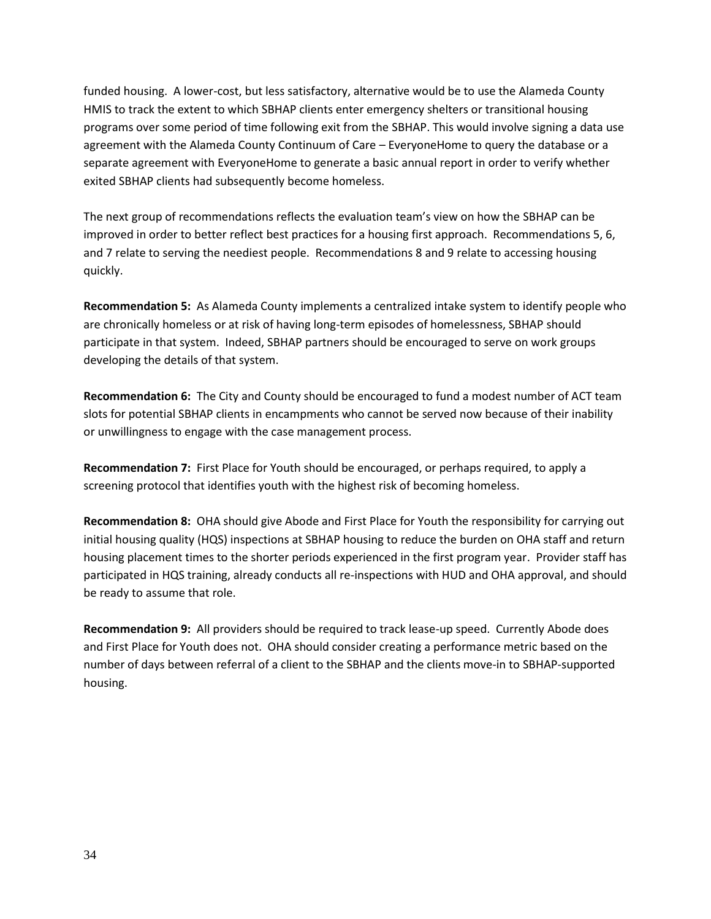funded housing. A lower-cost, but less satisfactory, alternative would be to use the Alameda County HMIS to track the extent to which SBHAP clients enter emergency shelters or transitional housing programs over some period of time following exit from the SBHAP. This would involve signing a data use agreement with the Alameda County Continuum of Care – EveryoneHome to query the database or a separate agreement with EveryoneHome to generate a basic annual report in order to verify whether exited SBHAP clients had subsequently become homeless.

The next group of recommendations reflects the evaluation team's view on how the SBHAP can be improved in order to better reflect best practices for a housing first approach. Recommendations 5, 6, and 7 relate to serving the neediest people. Recommendations 8 and 9 relate to accessing housing quickly.

**Recommendation 5:** As Alameda County implements a centralized intake system to identify people who are chronically homeless or at risk of having long-term episodes of homelessness, SBHAP should participate in that system. Indeed, SBHAP partners should be encouraged to serve on work groups developing the details of that system.

**Recommendation 6:** The City and County should be encouraged to fund a modest number of ACT team slots for potential SBHAP clients in encampments who cannot be served now because of their inability or unwillingness to engage with the case management process.

**Recommendation 7:** First Place for Youth should be encouraged, or perhaps required, to apply a screening protocol that identifies youth with the highest risk of becoming homeless.

**Recommendation 8:** OHA should give Abode and First Place for Youth the responsibility for carrying out initial housing quality (HQS) inspections at SBHAP housing to reduce the burden on OHA staff and return housing placement times to the shorter periods experienced in the first program year. Provider staff has participated in HQS training, already conducts all re-inspections with HUD and OHA approval, and should be ready to assume that role.

**Recommendation 9:** All providers should be required to track lease-up speed. Currently Abode does and First Place for Youth does not. OHA should consider creating a performance metric based on the number of days between referral of a client to the SBHAP and the clients move-in to SBHAP-supported housing.